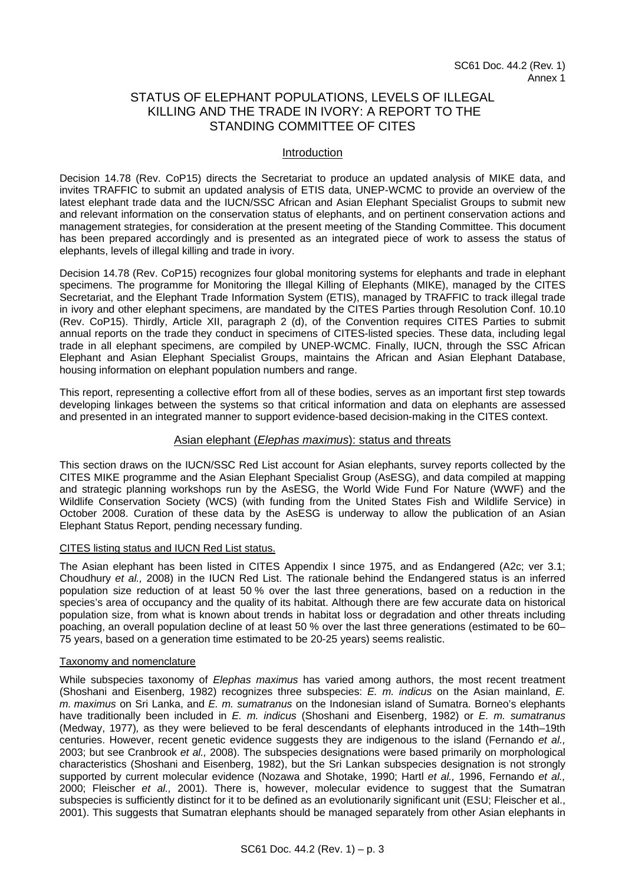SC61 Doc. 44.2 (Rev. 1)
Annex 1

# STATUS OF ELEPHANT POPULATIONS, LEVELS OF ILLEGAL KILLING AND THE TRADE IN IVORY: A REPORT TO THE STANDING COMMITTEE OF CITES

## Introduction

Decision 14.78 (Rev. CoP15) directs the Secretariat to produce an updated analysis of MIKE data, and invites TRAFFIC to submit an updated analysis of ETIS data, UNEP-WCMC to provide an overview of the latest elephant trade data and the IUCN/SSC African and Asian Elephant Specialist Groups to submit new and relevant information on the conservation status of elephants, and on pertinent conservation actions and management strategies, for consideration at the present meeting of the Standing Committee. This document has been prepared accordingly and is presented as an integrated piece of work to assess the status of elephants, levels of illegal killing and trade in ivory.

Decision 14.78 (Rev. CoP15) recognizes four global monitoring systems for elephants and trade in elephant specimens. The programme for Monitoring the Illegal Killing of Elephants (MIKE), managed by the CITES Secretariat, and the Elephant Trade Information System (ETIS), managed by TRAFFIC to track illegal trade in ivory and other elephant specimens, are mandated by the CITES Parties through Resolution Conf. 10.10 (Rev. CoP15). Thirdly, Article XII, paragraph 2 (d), of the Convention requires CITES Parties to submit annual reports on the trade they conduct in specimens of CITES-listed species. These data, including legal trade in all elephant specimens, are compiled by UNEP-WCMC. Finally, IUCN, through the SSC African Elephant and Asian Elephant Specialist Groups, maintains the African and Asian Elephant Database, housing information on elephant population numbers and range.

This report, representing a collective effort from all of these bodies, serves as an important first step towards developing linkages between the systems so that critical information and data on elephants are assessed and presented in an integrated manner to support evidence-based decision-making in the CITES context.

## Asian elephant (*Elephas maximus*): status and threats

This section draws on the IUCN/SSC Red List account for Asian elephants, survey reports collected by the CITES MIKE programme and the Asian Elephant Specialist Group (AsESG), and data compiled at mapping and strategic planning workshops run by the AsESG, the World Wide Fund For Nature (WWF) and the Wildlife Conservation Society (WCS) (with funding from the United States Fish and Wildlife Service) in October 2008. Curation of these data by the AsESG is underway to allow the publication of an Asian Elephant Status Report, pending necessary funding.

### CITES listing status and IUCN Red List status.

The Asian elephant has been listed in CITES Appendix I since 1975, and as Endangered (A2c; ver 3.1; Choudhury *et al.,* 2008) in the IUCN Red List. The rationale behind the Endangered status is an inferred population size reduction of at least 50 % over the last three generations, based on a reduction in the species's area of occupancy and the quality of its habitat. Although there are few accurate data on historical population size, from what is known about trends in habitat loss or degradation and other threats including poaching, an overall population decline of at least 50 % over the last three generations (estimated to be 60–75 years, based on a generation time estimated to be 20-25 years) seems realistic.

### Taxonomy and nomenclature

While subspecies taxonomy of *Elephas maximus* has varied among authors, the most recent treatment (Shoshani and Eisenberg, 1982) recognizes three subspecies: *E. m. indicus* on the Asian mainland, *E. m. maximus* on Sri Lanka, and *E. m. sumatranus* on the Indonesian island of Sumatra. Borneo's elephants have traditionally been included in *E. m. indicus* (Shoshani and Eisenberg, 1982) or *E. m. sumatranus* (Medway, 1977)*,* as they were believed to be feral descendants of elephants introduced in the 14th–19th centuries. However, recent genetic evidence suggests they are indigenous to the island (Fernando *et al.,* 2003; but see Cranbrook *et al.,* 2008). The subspecies designations were based primarily on morphological characteristics (Shoshani and Eisenberg, 1982), but the Sri Lankan subspecies designation is not strongly supported by current molecular evidence (Nozawa and Shotake, 1990; Hartl *et al.,* 1996, Fernando *et al.,* 2000; Fleischer *et al.,* 2001). There is, however, molecular evidence to suggest that the Sumatran subspecies is sufficiently distinct for it to be defined as an evolutionarily significant unit (ESU; Fleischer et al., 2001). This suggests that Sumatran elephants should be managed separately from other Asian elephants in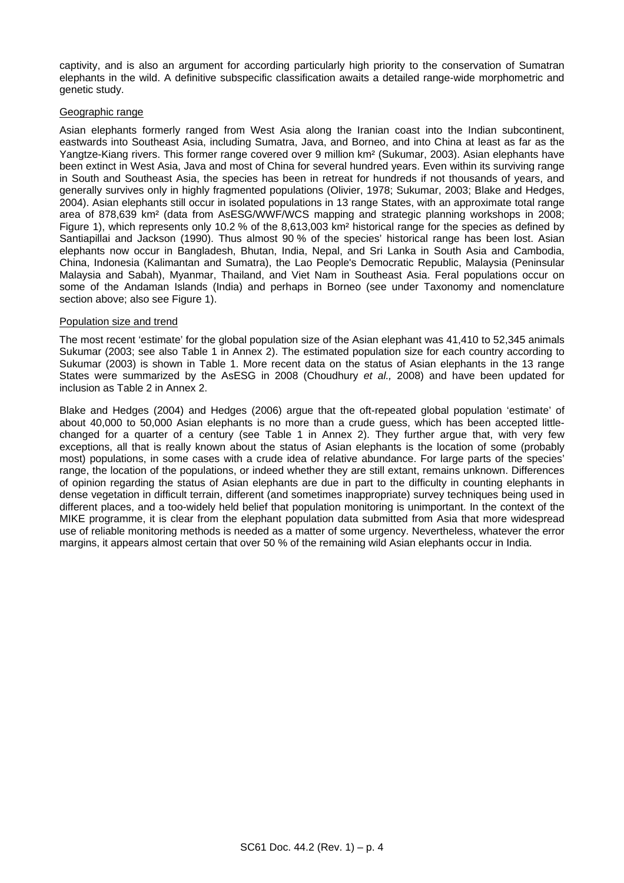captivity, and is also an argument for according particularly high priority to the conservation of Sumatran elephants in the wild. A definitive subspecific classification awaits a detailed range-wide morphometric and genetic study.

Geographic range

Asian elephants formerly ranged from West Asia along the Iranian coast into the Indian subcontinent, eastwards into Southeast Asia, including Sumatra, Java, and Borneo, and into China at least as far as the Yangtze-Kiang rivers. This former range covered over 9 million km² (Sukumar, 2003). Asian elephants have been extinct in West Asia, Java and most of China for several hundred years. Even within its surviving range in South and Southeast Asia, the species has been in retreat for hundreds if not thousands of years, and generally survives only in highly fragmented populations (Olivier, 1978; Sukumar, 2003; Blake and Hedges, 2004). Asian elephants still occur in isolated populations in 13 range States, with an approximate total range area of 878,639 km² (data from AsESG/WWF/WCS mapping and strategic planning workshops in 2008; Figure 1), which represents only 10.2 % of the 8,613,003 km² historical range for the species as defined by Santiapillai and Jackson (1990). Thus almost 90 % of the species' historical range has been lost. Asian elephants now occur in Bangladesh, Bhutan, India, Nepal, and Sri Lanka in South Asia and Cambodia, China, Indonesia (Kalimantan and Sumatra), the Lao People's Democratic Republic, Malaysia (Peninsular Malaysia and Sabah), Myanmar, Thailand, and Viet Nam in Southeast Asia. Feral populations occur on some of the Andaman Islands (India) and perhaps in Borneo (see under Taxonomy and nomenclature section above; also see Figure 1).

Population size and trend

The most recent 'estimate' for the global population size of the Asian elephant was 41,410 to 52,345 animals Sukumar (2003; see also Table 1 in Annex 2). The estimated population size for each country according to Sukumar (2003) is shown in Table 1. More recent data on the status of Asian elephants in the 13 range States were summarized by the AsESG in 2008 (Choudhury *et al.,* 2008) and have been updated for inclusion as Table 2 in Annex 2.

Blake and Hedges (2004) and Hedges (2006) argue that the oft-repeated global population 'estimate' of about 40,000 to 50,000 Asian elephants is no more than a crude guess, which has been accepted little-changed for a quarter of a century (see Table 1 in Annex 2). They further argue that, with very few exceptions, all that is really known about the status of Asian elephants is the location of some (probably most) populations, in some cases with a crude idea of relative abundance. For large parts of the species' range, the location of the populations, or indeed whether they are still extant, remains unknown. Differences of opinion regarding the status of Asian elephants are due in part to the difficulty in counting elephants in dense vegetation in difficult terrain, different (and sometimes inappropriate) survey techniques being used in different places, and a too-widely held belief that population monitoring is unimportant. In the context of the MIKE programme, it is clear from the elephant population data submitted from Asia that more widespread use of reliable monitoring methods is needed as a matter of some urgency. Nevertheless, whatever the error margins, it appears almost certain that over 50 % of the remaining wild Asian elephants occur in India.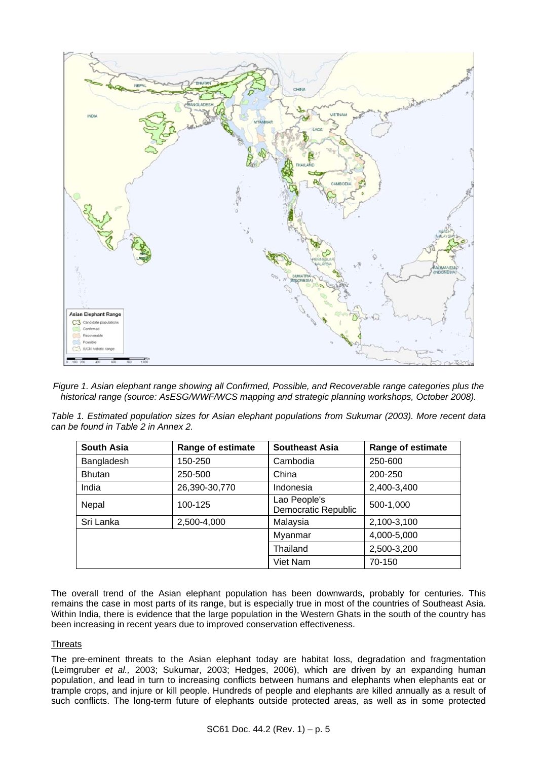*Figure 1. Asian elephant range showing all Confirmed, Possible, and Recoverable range categories plus the historical range (source: AsESG/WWF/WCS mapping and strategic planning workshops, October 2008).*

*Table 1. Estimated population sizes for Asian elephant populations from Sukumar (2003). More recent data can be found in Table 2 in Annex 2.*

| South Asia | Range of estimate | Southeast Asia | Range of estimate |
|---|---|---|---|
| Bangladesh | 150-250 | Cambodia | 250-600 |
| Bhutan | 250-500 | China | 200-250 |
| India | 26,390-30,770 | Indonesia | 2,400-3,400 |
| Nepal | 100-125 | Lao People's Democratic Republic | 500-1,000 |
| Sri Lanka | 2,500-4,000 | Malaysia | 2,100-3,100 |
| | | Myanmar | 4,000-5,000 |
| | | Thailand | 2,500-3,200 |
| | | Viet Nam | 70-150 |

The overall trend of the Asian elephant population has been downwards, probably for centuries. This remains the case in most parts of its range, but is especially true in most of the countries of Southeast Asia. Within India, there is evidence that the large population in the Western Ghats in the south of the country has been increasing in recent years due to improved conservation effectiveness.

Threats

The pre-eminent threats to the Asian elephant today are habitat loss, degradation and fragmentation (Leimgruber *et al.,* 2003; Sukumar, 2003; Hedges, 2006), which are driven by an expanding human population, and lead in turn to increasing conflicts between humans and elephants when elephants eat or trample crops, and injure or kill people. Hundreds of people and elephants are killed annually as a result of such conflicts. The long-term future of elephants outside protected areas, as well as in some protected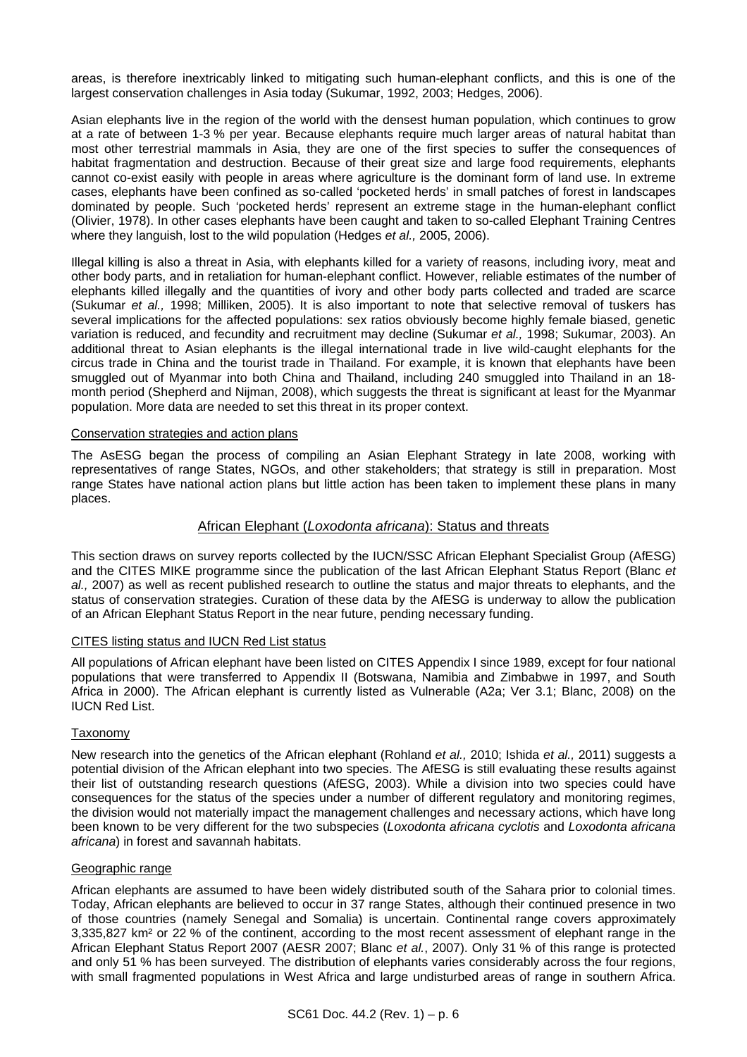areas, is therefore inextricably linked to mitigating such human-elephant conflicts, and this is one of the largest conservation challenges in Asia today (Sukumar, 1992, 2003; Hedges, 2006).

Asian elephants live in the region of the world with the densest human population, which continues to grow at a rate of between 1-3 % per year. Because elephants require much larger areas of natural habitat than most other terrestrial mammals in Asia, they are one of the first species to suffer the consequences of habitat fragmentation and destruction. Because of their great size and large food requirements, elephants cannot co-exist easily with people in areas where agriculture is the dominant form of land use. In extreme cases, elephants have been confined as so-called 'pocketed herds' in small patches of forest in landscapes dominated by people. Such 'pocketed herds' represent an extreme stage in the human-elephant conflict (Olivier, 1978). In other cases elephants have been caught and taken to so-called Elephant Training Centres where they languish, lost to the wild population (Hedges *et al.,* 2005, 2006).

Illegal killing is also a threat in Asia, with elephants killed for a variety of reasons, including ivory, meat and other body parts, and in retaliation for human-elephant conflict. However, reliable estimates of the number of elephants killed illegally and the quantities of ivory and other body parts collected and traded are scarce (Sukumar *et al.,* 1998; Milliken, 2005). It is also important to note that selective removal of tuskers has several implications for the affected populations: sex ratios obviously become highly female biased, genetic variation is reduced, and fecundity and recruitment may decline (Sukumar *et al.,* 1998; Sukumar, 2003). An additional threat to Asian elephants is the illegal international trade in live wild-caught elephants for the circus trade in China and the tourist trade in Thailand. For example, it is known that elephants have been smuggled out of Myanmar into both China and Thailand, including 240 smuggled into Thailand in an 18-month period (Shepherd and Nijman, 2008), which suggests the threat is significant at least for the Myanmar population. More data are needed to set this threat in its proper context.

### Conservation strategies and action plans

The AsESG began the process of compiling an Asian Elephant Strategy in late 2008, working with representatives of range States, NGOs, and other stakeholders; that strategy is still in preparation. Most range States have national action plans but little action has been taken to implement these plans in many places.

## African Elephant (*Loxodonta africana*): Status and threats

This section draws on survey reports collected by the IUCN/SSC African Elephant Specialist Group (AfESG) and the CITES MIKE programme since the publication of the last African Elephant Status Report (Blanc *et al.,* 2007) as well as recent published research to outline the status and major threats to elephants, and the status of conservation strategies. Curation of these data by the AfESG is underway to allow the publication of an African Elephant Status Report in the near future, pending necessary funding.

### CITES listing status and IUCN Red List status

All populations of African elephant have been listed on CITES Appendix I since 1989, except for four national populations that were transferred to Appendix II (Botswana, Namibia and Zimbabwe in 1997, and South Africa in 2000). The African elephant is currently listed as Vulnerable (A2a; Ver 3.1; Blanc, 2008) on the IUCN Red List.

### Taxonomy

New research into the genetics of the African elephant (Rohland *et al.,* 2010; Ishida *et al.,* 2011) suggests a potential division of the African elephant into two species. The AfESG is still evaluating these results against their list of outstanding research questions (AfESG, 2003). While a division into two species could have consequences for the status of the species under a number of different regulatory and monitoring regimes, the division would not materially impact the management challenges and necessary actions, which have long been known to be very different for the two subspecies (*Loxodonta africana cyclotis* and *Loxodonta africana africana*) in forest and savannah habitats.

### Geographic range

African elephants are assumed to have been widely distributed south of the Sahara prior to colonial times. Today, African elephants are believed to occur in 37 range States, although their continued presence in two of those countries (namely Senegal and Somalia) is uncertain. Continental range covers approximately 3,335,827 km² or 22 % of the continent, according to the most recent assessment of elephant range in the African Elephant Status Report 2007 (AESR 2007; Blanc *et al.*, 2007). Only 31 % of this range is protected and only 51 % has been surveyed. The distribution of elephants varies considerably across the four regions, with small fragmented populations in West Africa and large undisturbed areas of range in southern Africa.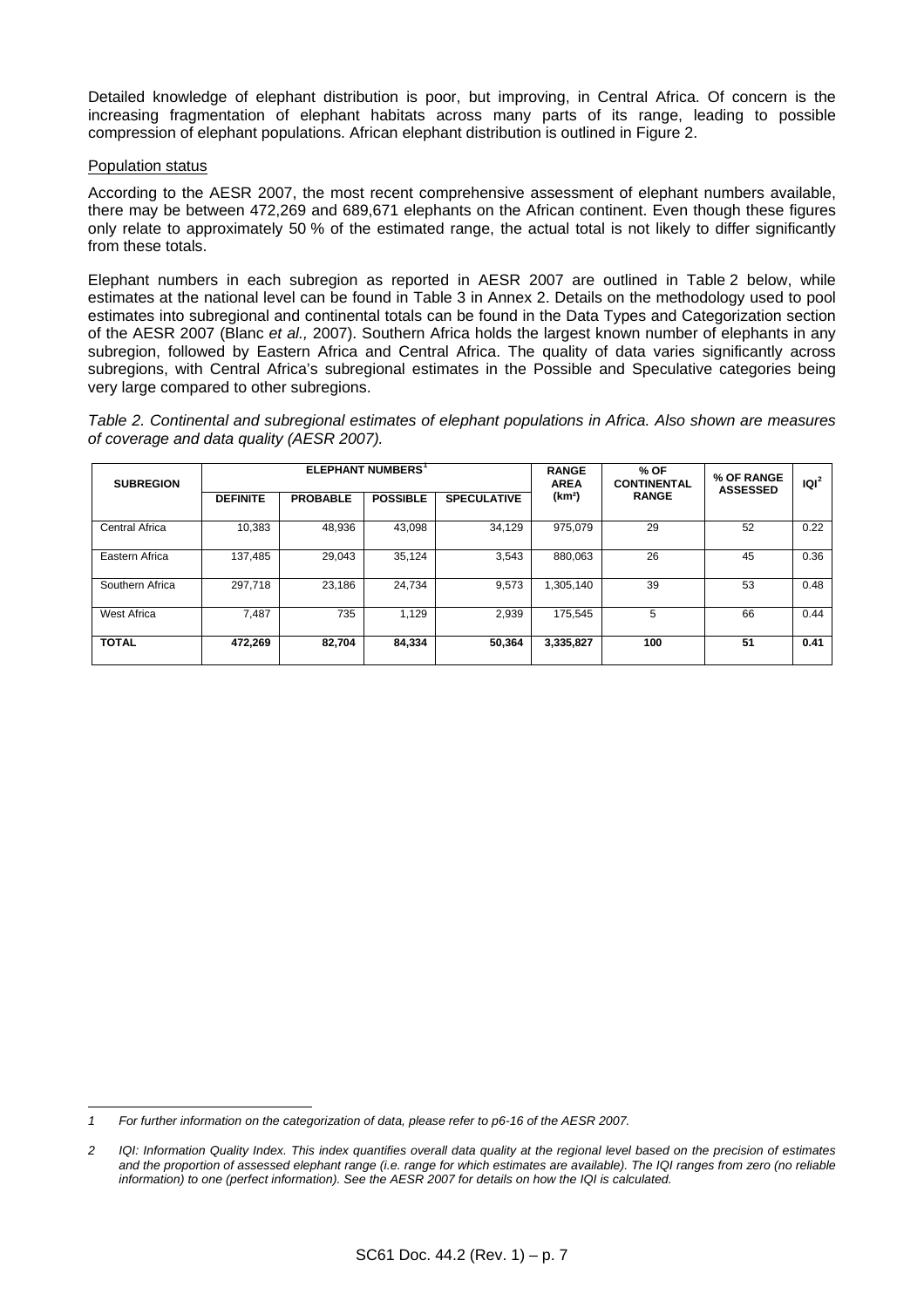Detailed knowledge of elephant distribution is poor, but improving, in Central Africa. Of concern is the increasing fragmentation of elephant habitats across many parts of its range, leading to possible compression of elephant populations. African elephant distribution is outlined in Figure 2.

Population status

According to the AESR 2007, the most recent comprehensive assessment of elephant numbers available, there may be between 472,269 and 689,671 elephants on the African continent. Even though these figures only relate to approximately 50 % of the estimated range, the actual total is not likely to differ significantly from these totals.

Elephant numbers in each subregion as reported in AESR 2007 are outlined in Table 2 below, while estimates at the national level can be found in Table 3 in Annex 2. Details on the methodology used to pool estimates into subregional and continental totals can be found in the Data Types and Categorization section of the AESR 2007 (Blanc *et al.,* 2007). Southern Africa holds the largest known number of elephants in any subregion, followed by Eastern Africa and Central Africa. The quality of data varies significantly across subregions, with Central Africa's subregional estimates in the Possible and Speculative categories being very large compared to other subregions.

*Table 2. Continental and subregional estimates of elephant populations in Africa. Also shown are measures of coverage and data quality (AESR 2007).*

| SUBREGION | ELEPHANT NUMBERS[1] | | | | RANGE AREA (km²) | % OF CONTINENTAL RANGE | % OF RANGE ASSESSED | IQI[2] |
|---|---|---|---|---|---|---|---|---|
| | DEFINITE | PROBABLE | POSSIBLE | SPECULATIVE | | | | |
| Central Africa | 10,383 | 48,936 | 43,098 | 34,129 | 975,079 | 29 | 52 | 0.22 |
| Eastern Africa | 137,485 | 29,043 | 35,124 | 3,543 | 880,063 | 26 | 45 | 0.36 |
| Southern Africa | 297,718 | 23,186 | 24,734 | 9,573 | 1,305,140 | 39 | 53 | 0.48 |
| West Africa | 7,487 | 735 | 1,129 | 2,939 | 175,545 | 5 | 66 | 0.44 |
| **TOTAL** | **472,269** | **82,704** | **84,334** | **50,364** | **3,335,827** | **100** | **51** | **0.41** |

*1 For further information on the categorization of data, please refer to p6-16 of the AESR 2007.*

*2 IQI: Information Quality Index. This index quantifies overall data quality at the regional level based on the precision of estimates and the proportion of assessed elephant range (i.e. range for which estimates are available). The IQI ranges from zero (no reliable information) to one (perfect information). See the AESR 2007 for details on how the IQI is calculated.*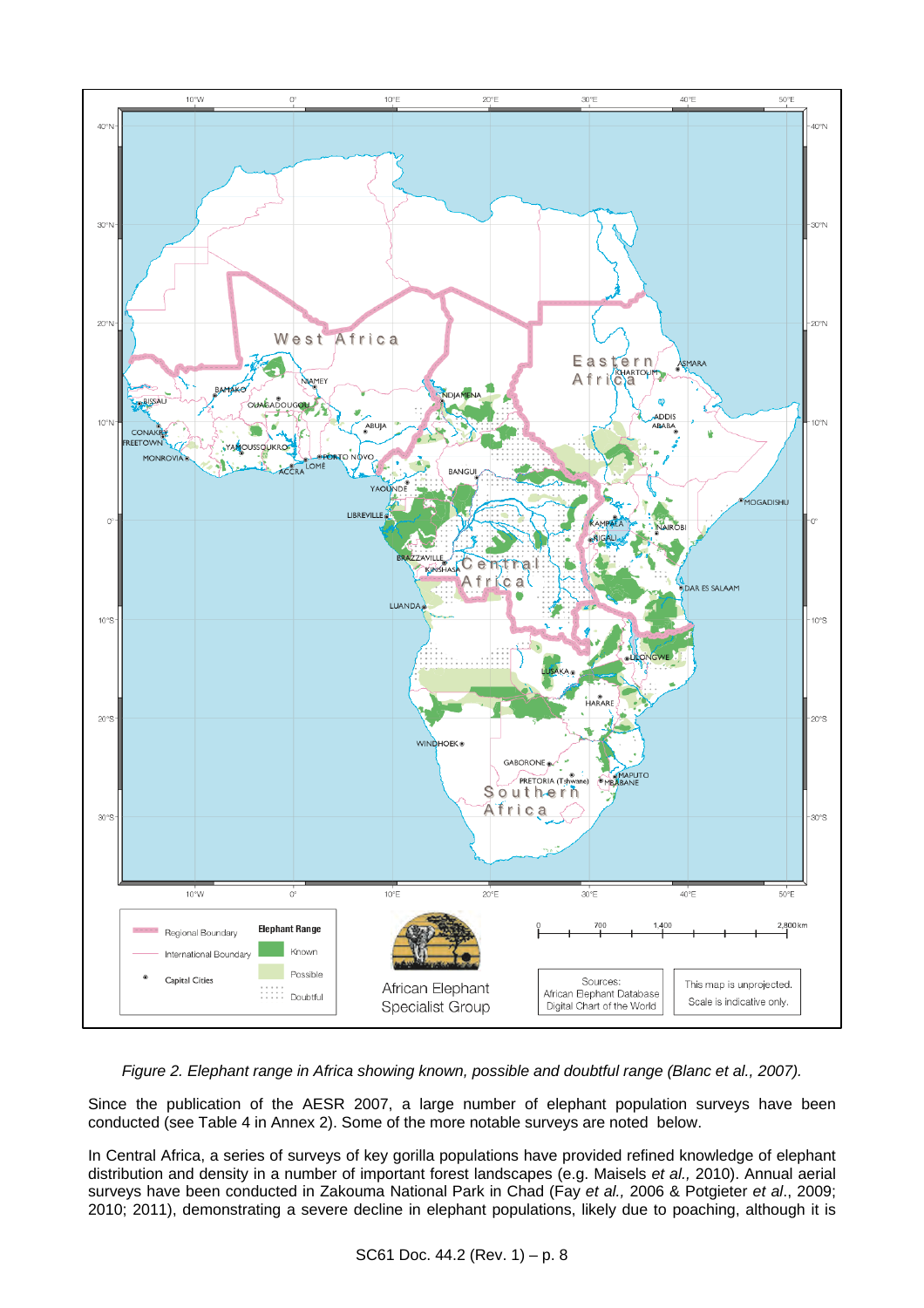*Figure 2. Elephant range in Africa showing known, possible and doubtful range (Blanc et al., 2007).*

Since the publication of the AESR 2007, a large number of elephant population surveys have been conducted (see Table 4 in Annex 2). Some of the more notable surveys are noted below.

In Central Africa, a series of surveys of key gorilla populations have provided refined knowledge of elephant distribution and density in a number of important forest landscapes (e.g. Maisels *et al.,* 2010). Annual aerial surveys have been conducted in Zakouma National Park in Chad (Fay *et al.,* 2006 & Potgieter *et al*., 2009; 2010; 2011), demonstrating a severe decline in elephant populations, likely due to poaching, although it is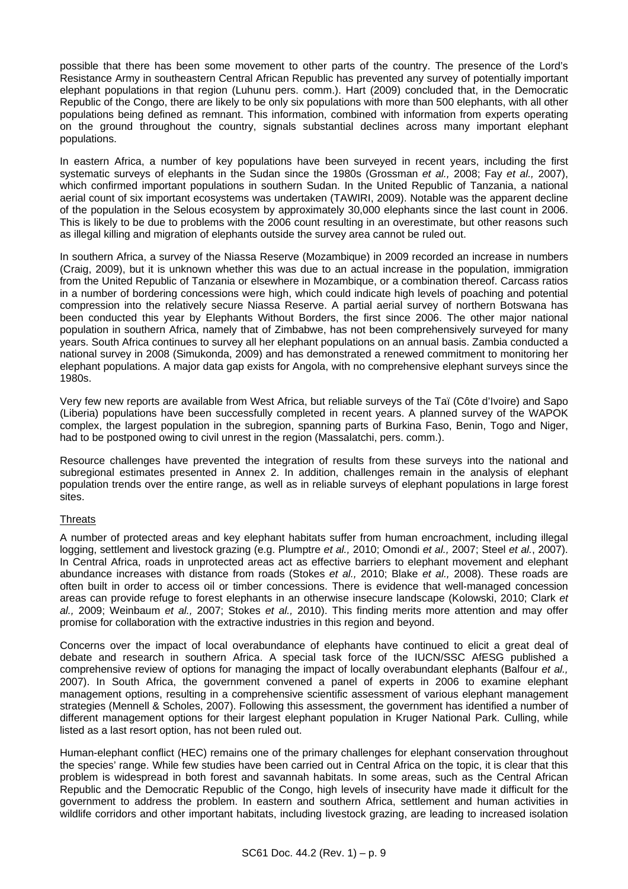possible that there has been some movement to other parts of the country. The presence of the Lord's Resistance Army in southeastern Central African Republic has prevented any survey of potentially important elephant populations in that region (Luhunu pers. comm.). Hart (2009) concluded that, in the Democratic Republic of the Congo, there are likely to be only six populations with more than 500 elephants, with all other populations being defined as remnant. This information, combined with information from experts operating on the ground throughout the country, signals substantial declines across many important elephant populations.

In eastern Africa, a number of key populations have been surveyed in recent years, including the first systematic surveys of elephants in the Sudan since the 1980s (Grossman *et al.,* 2008; Fay *et al.,* 2007), which confirmed important populations in southern Sudan. In the United Republic of Tanzania, a national aerial count of six important ecosystems was undertaken (TAWIRI, 2009). Notable was the apparent decline of the population in the Selous ecosystem by approximately 30,000 elephants since the last count in 2006. This is likely to be due to problems with the 2006 count resulting in an overestimate, but other reasons such as illegal killing and migration of elephants outside the survey area cannot be ruled out.

In southern Africa, a survey of the Niassa Reserve (Mozambique) in 2009 recorded an increase in numbers (Craig, 2009), but it is unknown whether this was due to an actual increase in the population, immigration from the United Republic of Tanzania or elsewhere in Mozambique, or a combination thereof. Carcass ratios in a number of bordering concessions were high, which could indicate high levels of poaching and potential compression into the relatively secure Niassa Reserve. A partial aerial survey of northern Botswana has been conducted this year by Elephants Without Borders, the first since 2006. The other major national population in southern Africa, namely that of Zimbabwe, has not been comprehensively surveyed for many years. South Africa continues to survey all her elephant populations on an annual basis. Zambia conducted a national survey in 2008 (Simukonda, 2009) and has demonstrated a renewed commitment to monitoring her elephant populations. A major data gap exists for Angola, with no comprehensive elephant surveys since the 1980s.

Very few new reports are available from West Africa, but reliable surveys of the Taï (Côte d'Ivoire) and Sapo (Liberia) populations have been successfully completed in recent years. A planned survey of the WAPOK complex, the largest population in the subregion, spanning parts of Burkina Faso, Benin, Togo and Niger, had to be postponed owing to civil unrest in the region (Massalatchi, pers. comm.).

Resource challenges have prevented the integration of results from these surveys into the national and subregional estimates presented in Annex 2. In addition, challenges remain in the analysis of elephant population trends over the entire range, as well as in reliable surveys of elephant populations in large forest sites.

Threats

A number of protected areas and key elephant habitats suffer from human encroachment, including illegal logging, settlement and livestock grazing (e.g. Plumptre *et al.,* 2010; Omondi *et al.,* 2007; Steel *et al.*, 2007). In Central Africa, roads in unprotected areas act as effective barriers to elephant movement and elephant abundance increases with distance from roads (Stokes *et al.,* 2010; Blake *et al.,* 2008). These roads are often built in order to access oil or timber concessions. There is evidence that well-managed concession areas can provide refuge to forest elephants in an otherwise insecure landscape (Kolowski, 2010; Clark *et al.,* 2009; Weinbaum *et al.,* 2007; Stokes *et al.,* 2010). This finding merits more attention and may offer promise for collaboration with the extractive industries in this region and beyond.

Concerns over the impact of local overabundance of elephants have continued to elicit a great deal of debate and research in southern Africa. A special task force of the IUCN/SSC AfESG published a comprehensive review of options for managing the impact of locally overabundant elephants (Balfour *et al.,* 2007). In South Africa, the government convened a panel of experts in 2006 to examine elephant management options, resulting in a comprehensive scientific assessment of various elephant management strategies (Mennell & Scholes, 2007). Following this assessment, the government has identified a number of different management options for their largest elephant population in Kruger National Park. Culling, while listed as a last resort option, has not been ruled out.

Human-elephant conflict (HEC) remains one of the primary challenges for elephant conservation throughout the species' range. While few studies have been carried out in Central Africa on the topic, it is clear that this problem is widespread in both forest and savannah habitats. In some areas, such as the Central African Republic and the Democratic Republic of the Congo, high levels of insecurity have made it difficult for the government to address the problem. In eastern and southern Africa, settlement and human activities in wildlife corridors and other important habitats, including livestock grazing, are leading to increased isolation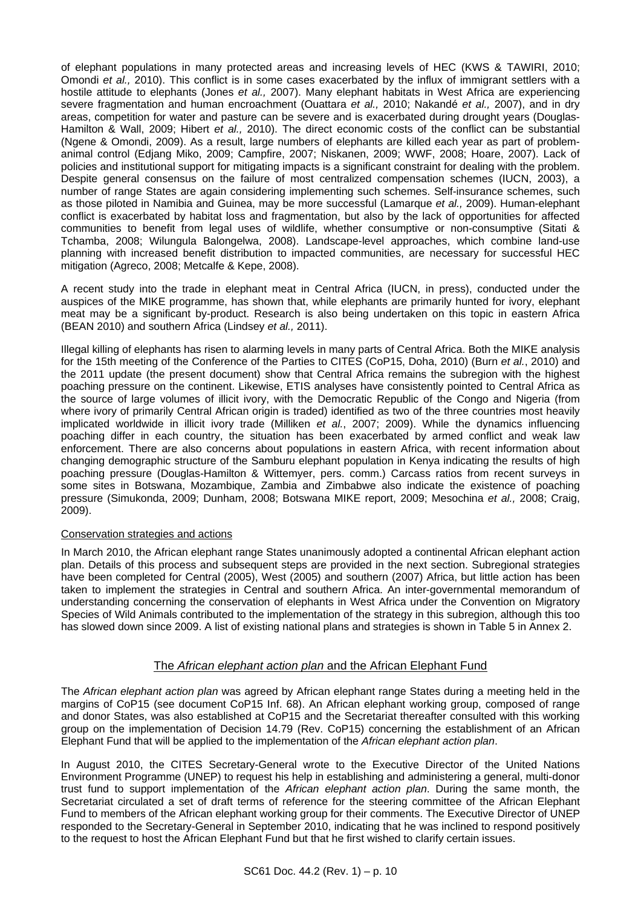of elephant populations in many protected areas and increasing levels of HEC (KWS & TAWIRI, 2010; Omondi *et al.,* 2010). This conflict is in some cases exacerbated by the influx of immigrant settlers with a hostile attitude to elephants (Jones *et al.,* 2007). Many elephant habitats in West Africa are experiencing severe fragmentation and human encroachment (Ouattara *et al.,* 2010; Nakandé *et al.,* 2007), and in dry areas, competition for water and pasture can be severe and is exacerbated during drought years (Douglas-Hamilton & Wall, 2009; Hibert *et al.,* 2010). The direct economic costs of the conflict can be substantial (Ngene & Omondi, 2009). As a result, large numbers of elephants are killed each year as part of problem-animal control (Edjang Miko, 2009; Campfire, 2007; Niskanen, 2009; WWF, 2008; Hoare, 2007). Lack of policies and institutional support for mitigating impacts is a significant constraint for dealing with the problem. Despite general consensus on the failure of most centralized compensation schemes (IUCN, 2003), a number of range States are again considering implementing such schemes. Self-insurance schemes, such as those piloted in Namibia and Guinea, may be more successful (Lamarque *et al.,* 2009). Human-elephant conflict is exacerbated by habitat loss and fragmentation, but also by the lack of opportunities for affected communities to benefit from legal uses of wildlife, whether consumptive or non-consumptive (Sitati & Tchamba, 2008; Wilungula Balongelwa, 2008). Landscape-level approaches, which combine land-use planning with increased benefit distribution to impacted communities, are necessary for successful HEC mitigation (Agreco, 2008; Metcalfe & Kepe, 2008).

A recent study into the trade in elephant meat in Central Africa (IUCN, in press), conducted under the auspices of the MIKE programme, has shown that, while elephants are primarily hunted for ivory, elephant meat may be a significant by-product. Research is also being undertaken on this topic in eastern Africa (BEAN 2010) and southern Africa (Lindsey *et al.,* 2011).

Illegal killing of elephants has risen to alarming levels in many parts of Central Africa. Both the MIKE analysis for the 15th meeting of the Conference of the Parties to CITES (CoP15, Doha, 2010) (Burn *et al.*, 2010) and the 2011 update (the present document) show that Central Africa remains the subregion with the highest poaching pressure on the continent. Likewise, ETIS analyses have consistently pointed to Central Africa as the source of large volumes of illicit ivory, with the Democratic Republic of the Congo and Nigeria (from where ivory of primarily Central African origin is traded) identified as two of the three countries most heavily implicated worldwide in illicit ivory trade (Milliken *et al.*, 2007; 2009). While the dynamics influencing poaching differ in each country, the situation has been exacerbated by armed conflict and weak law enforcement. There are also concerns about populations in eastern Africa, with recent information about changing demographic structure of the Samburu elephant population in Kenya indicating the results of high poaching pressure (Douglas-Hamilton & Wittemyer, pers. comm.) Carcass ratios from recent surveys in some sites in Botswana, Mozambique, Zambia and Zimbabwe also indicate the existence of poaching pressure (Simukonda, 2009; Dunham, 2008; Botswana MIKE report, 2009; Mesochina *et al.,* 2008; Craig, 2009).

Conservation strategies and actions

In March 2010, the African elephant range States unanimously adopted a continental African elephant action plan. Details of this process and subsequent steps are provided in the next section. Subregional strategies have been completed for Central (2005), West (2005) and southern (2007) Africa, but little action has been taken to implement the strategies in Central and southern Africa. An inter-governmental memorandum of understanding concerning the conservation of elephants in West Africa under the Convention on Migratory Species of Wild Animals contributed to the implementation of the strategy in this subregion, although this too has slowed down since 2009. A list of existing national plans and strategies is shown in Table 5 in Annex 2.

## The *African elephant action plan* and the African Elephant Fund

The *African elephant action plan* was agreed by African elephant range States during a meeting held in the margins of CoP15 (see document CoP15 Inf. 68). An African elephant working group, composed of range and donor States, was also established at CoP15 and the Secretariat thereafter consulted with this working group on the implementation of Decision 14.79 (Rev. CoP15) concerning the establishment of an African Elephant Fund that will be applied to the implementation of the *African elephant action plan*.

In August 2010, the CITES Secretary-General wrote to the Executive Director of the United Nations Environment Programme (UNEP) to request his help in establishing and administering a general, multi-donor trust fund to support implementation of the *African elephant action plan*. During the same month, the Secretariat circulated a set of draft terms of reference for the steering committee of the African Elephant Fund to members of the African elephant working group for their comments. The Executive Director of UNEP responded to the Secretary-General in September 2010, indicating that he was inclined to respond positively to the request to host the African Elephant Fund but that he first wished to clarify certain issues.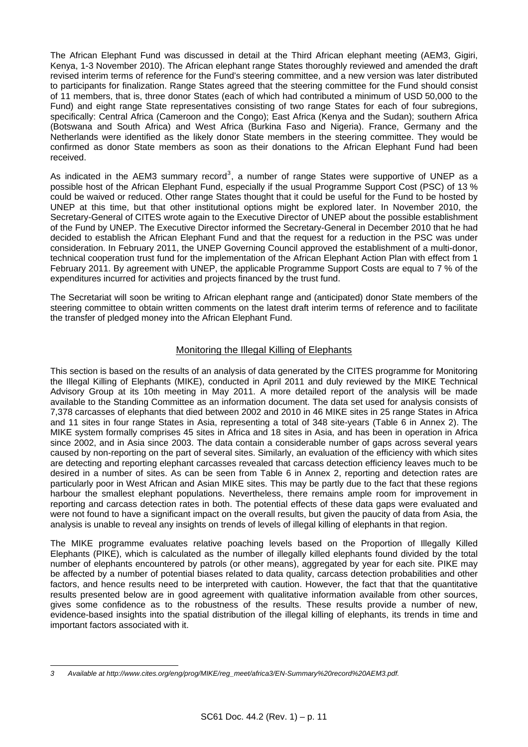The African Elephant Fund was discussed in detail at the Third African elephant meeting (AEM3, Gigiri, Kenya, 1-3 November 2010). The African elephant range States thoroughly reviewed and amended the draft revised interim terms of reference for the Fund's steering committee, and a new version was later distributed to participants for finalization. Range States agreed that the steering committee for the Fund should consist of 11 members, that is, three donor States (each of which had contributed a minimum of USD 50,000 to the Fund) and eight range State representatives consisting of two range States for each of four subregions, specifically: Central Africa (Cameroon and the Congo); East Africa (Kenya and the Sudan); southern Africa (Botswana and South Africa) and West Africa (Burkina Faso and Nigeria). France, Germany and the Netherlands were identified as the likely donor State members in the steering committee. They would be confirmed as donor State members as soon as their donations to the African Elephant Fund had been received.

As indicated in the AEM3 summary record[3], a number of range States were supportive of UNEP as a possible host of the African Elephant Fund, especially if the usual Programme Support Cost (PSC) of 13 % could be waived or reduced. Other range States thought that it could be useful for the Fund to be hosted by UNEP at this time, but that other institutional options might be explored later. In November 2010, the Secretary-General of CITES wrote again to the Executive Director of UNEP about the possible establishment of the Fund by UNEP. The Executive Director informed the Secretary-General in December 2010 that he had decided to establish the African Elephant Fund and that the request for a reduction in the PSC was under consideration. In February 2011, the UNEP Governing Council approved the establishment of a multi-donor, technical cooperation trust fund for the implementation of the African Elephant Action Plan with effect from 1 February 2011. By agreement with UNEP, the applicable Programme Support Costs are equal to 7 % of the expenditures incurred for activities and projects financed by the trust fund.

The Secretariat will soon be writing to African elephant range and (anticipated) donor State members of the steering committee to obtain written comments on the latest draft interim terms of reference and to facilitate the transfer of pledged money into the African Elephant Fund.

## Monitoring the Illegal Killing of Elephants

This section is based on the results of an analysis of data generated by the CITES programme for Monitoring the Illegal Killing of Elephants (MIKE), conducted in April 2011 and duly reviewed by the MIKE Technical Advisory Group at its 10th meeting in May 2011. A more detailed report of the analysis will be made available to the Standing Committee as an information document. The data set used for analysis consists of 7,378 carcasses of elephants that died between 2002 and 2010 in 46 MIKE sites in 25 range States in Africa and 11 sites in four range States in Asia, representing a total of 348 site-years (Table 6 in Annex 2). The MIKE system formally comprises 45 sites in Africa and 18 sites in Asia, and has been in operation in Africa since 2002, and in Asia since 2003. The data contain a considerable number of gaps across several years caused by non-reporting on the part of several sites. Similarly, an evaluation of the efficiency with which sites are detecting and reporting elephant carcasses revealed that carcass detection efficiency leaves much to be desired in a number of sites. As can be seen from Table 6 in Annex 2, reporting and detection rates are particularly poor in West African and Asian MIKE sites. This may be partly due to the fact that these regions harbour the smallest elephant populations. Nevertheless, there remains ample room for improvement in reporting and carcass detection rates in both. The potential effects of these data gaps were evaluated and were not found to have a significant impact on the overall results, but given the paucity of data from Asia, the analysis is unable to reveal any insights on trends of levels of illegal killing of elephants in that region.

The MIKE programme evaluates relative poaching levels based on the Proportion of Illegally Killed Elephants (PIKE), which is calculated as the number of illegally killed elephants found divided by the total number of elephants encountered by patrols (or other means), aggregated by year for each site. PIKE may be affected by a number of potential biases related to data quality, carcass detection probabilities and other factors, and hence results need to be interpreted with caution. However, the fact that that the quantitative results presented below are in good agreement with qualitative information available from other sources, gives some confidence as to the robustness of the results. These results provide a number of new, evidence-based insights into the spatial distribution of the illegal killing of elephants, its trends in time and important factors associated with it.

---

[3] *Available at http://www.cites.org/eng/prog/MIKE/reg_meet/africa3/EN-Summary%20record%20AEM3.pdf.*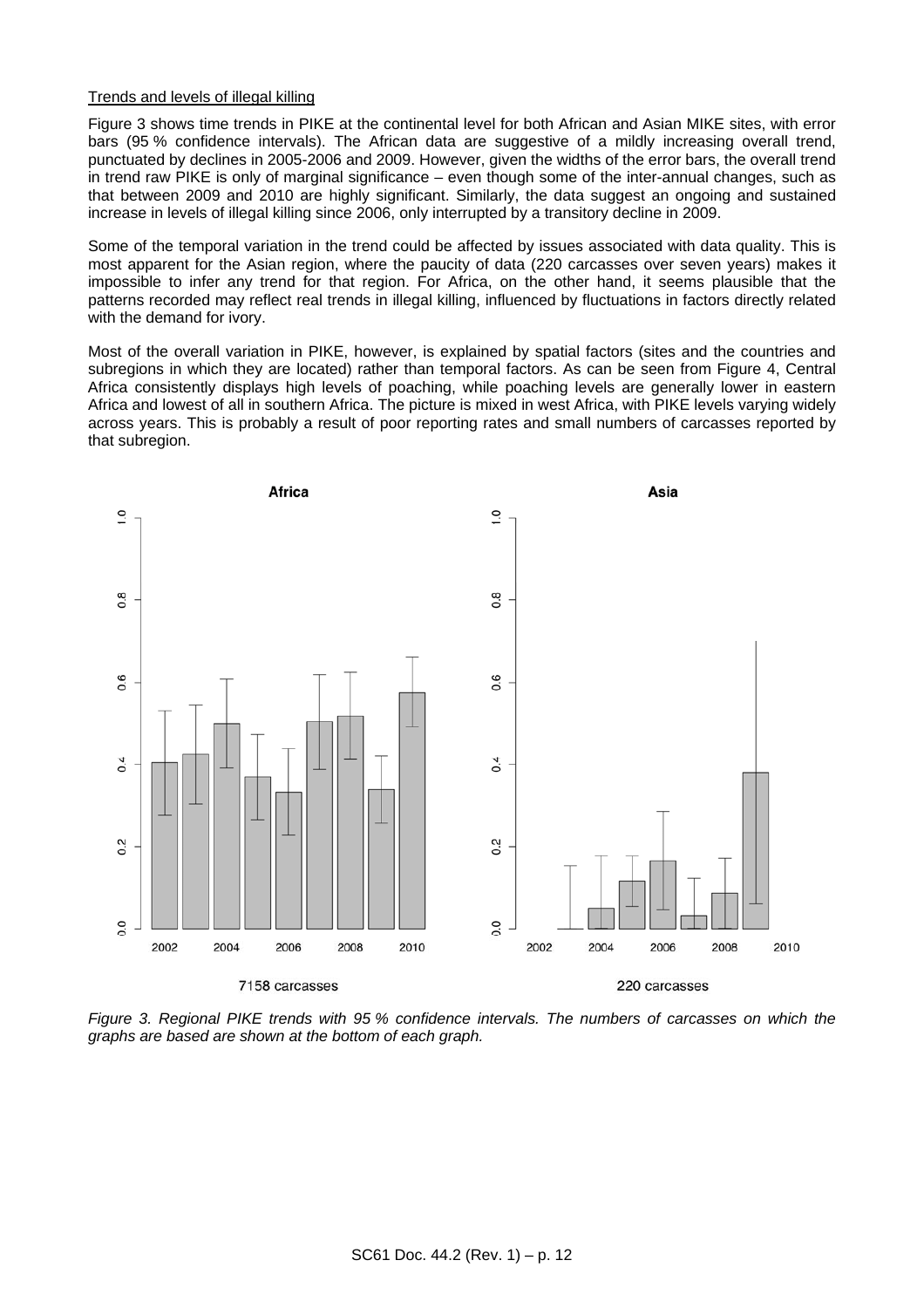Trends and levels of illegal killing

Figure 3 shows time trends in PIKE at the continental level for both African and Asian MIKE sites, with error bars (95 % confidence intervals). The African data are suggestive of a mildly increasing overall trend, punctuated by declines in 2005-2006 and 2009. However, given the widths of the error bars, the overall trend in trend raw PIKE is only of marginal significance – even though some of the inter-annual changes, such as that between 2009 and 2010 are highly significant. Similarly, the data suggest an ongoing and sustained increase in levels of illegal killing since 2006, only interrupted by a transitory decline in 2009.

Some of the temporal variation in the trend could be affected by issues associated with data quality. This is most apparent for the Asian region, where the paucity of data (220 carcasses over seven years) makes it impossible to infer any trend for that region. For Africa, on the other hand, it seems plausible that the patterns recorded may reflect real trends in illegal killing, influenced by fluctuations in factors directly related with the demand for ivory.

Most of the overall variation in PIKE, however, is explained by spatial factors (sites and the countries and subregions in which they are located) rather than temporal factors. As can be seen from Figure 4, Central Africa consistently displays high levels of poaching, while poaching levels are generally lower in eastern Africa and lowest of all in southern Africa. The picture is mixed in west Africa, with PIKE levels varying widely across years. This is probably a result of poor reporting rates and small numbers of carcasses reported by that subregion.

*Figure 3. Regional PIKE trends with 95 % confidence intervals. The numbers of carcasses on which the graphs are based are shown at the bottom of each graph.*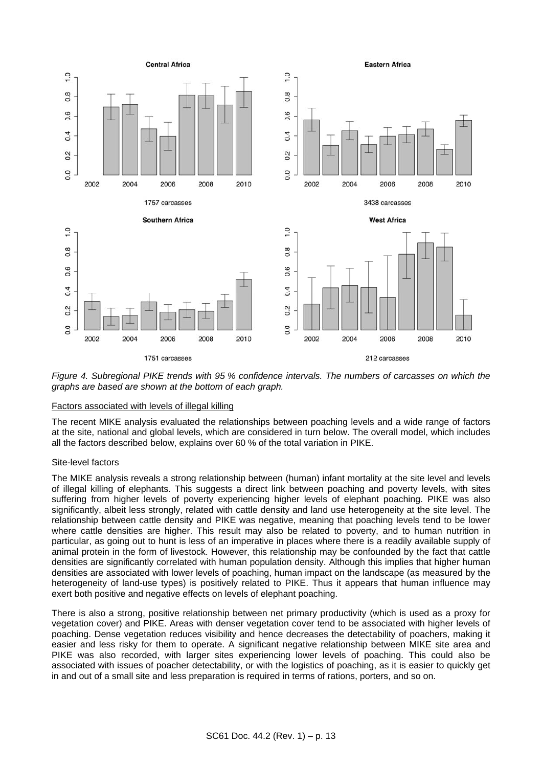*Figure 4. Subregional PIKE trends with 95 % confidence intervals. The numbers of carcasses on which the graphs are based are shown at the bottom of each graph.*

<u>Factors associated with levels of illegal killing</u>

The recent MIKE analysis evaluated the relationships between poaching levels and a wide range of factors at the site, national and global levels, which are considered in turn below. The overall model, which includes all the factors described below, explains over 60 % of the total variation in PIKE.

Site-level factors

The MIKE analysis reveals a strong relationship between (human) infant mortality at the site level and levels of illegal killing of elephants. This suggests a direct link between poaching and poverty levels, with sites suffering from higher levels of poverty experiencing higher levels of elephant poaching. PIKE was also significantly, albeit less strongly, related with cattle density and land use heterogeneity at the site level. The relationship between cattle density and PIKE was negative, meaning that poaching levels tend to be lower where cattle densities are higher. This result may also be related to poverty, and to human nutrition in particular, as going out to hunt is less of an imperative in places where there is a readily available supply of animal protein in the form of livestock. However, this relationship may be confounded by the fact that cattle densities are significantly correlated with human population density. Although this implies that higher human densities are associated with lower levels of poaching, human impact on the landscape (as measured by the heterogeneity of land-use types) is positively related to PIKE. Thus it appears that human influence may exert both positive and negative effects on levels of elephant poaching.

There is also a strong, positive relationship between net primary productivity (which is used as a proxy for vegetation cover) and PIKE. Areas with denser vegetation cover tend to be associated with higher levels of poaching. Dense vegetation reduces visibility and hence decreases the detectability of poachers, making it easier and less risky for them to operate. A significant negative relationship between MIKE site area and PIKE was also recorded, with larger sites experiencing lower levels of poaching. This could also be associated with issues of poacher detectability, or with the logistics of poaching, as it is easier to quickly get in and out of a small site and less preparation is required in terms of rations, porters, and so on.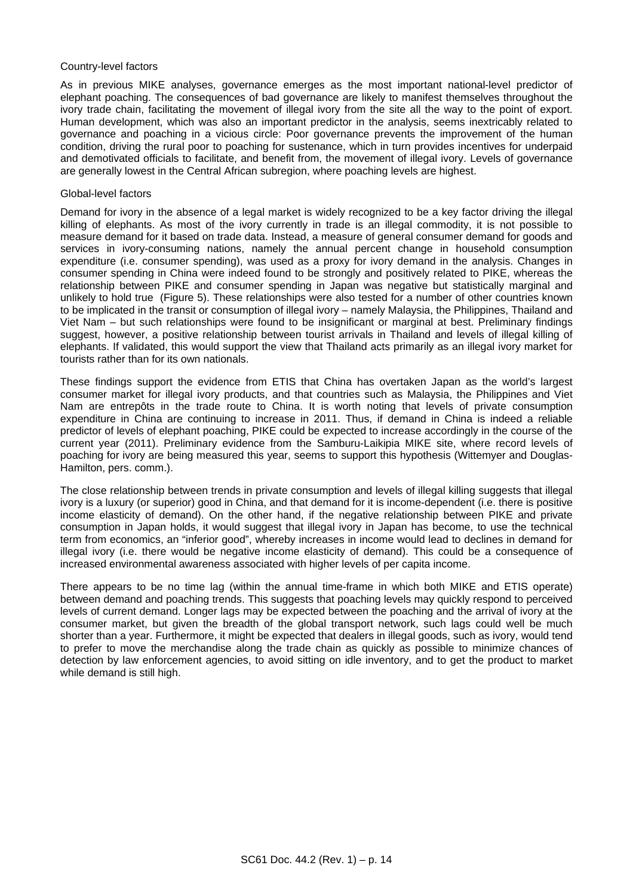Country-level factors

As in previous MIKE analyses, governance emerges as the most important national-level predictor of elephant poaching. The consequences of bad governance are likely to manifest themselves throughout the ivory trade chain, facilitating the movement of illegal ivory from the site all the way to the point of export. Human development, which was also an important predictor in the analysis, seems inextricably related to governance and poaching in a vicious circle: Poor governance prevents the improvement of the human condition, driving the rural poor to poaching for sustenance, which in turn provides incentives for underpaid and demotivated officials to facilitate, and benefit from, the movement of illegal ivory. Levels of governance are generally lowest in the Central African subregion, where poaching levels are highest.

Global-level factors

Demand for ivory in the absence of a legal market is widely recognized to be a key factor driving the illegal killing of elephants. As most of the ivory currently in trade is an illegal commodity, it is not possible to measure demand for it based on trade data. Instead, a measure of general consumer demand for goods and services in ivory-consuming nations, namely the annual percent change in household consumption expenditure (i.e. consumer spending), was used as a proxy for ivory demand in the analysis. Changes in consumer spending in China were indeed found to be strongly and positively related to PIKE, whereas the relationship between PIKE and consumer spending in Japan was negative but statistically marginal and unlikely to hold true (Figure 5). These relationships were also tested for a number of other countries known to be implicated in the transit or consumption of illegal ivory – namely Malaysia, the Philippines, Thailand and Viet Nam – but such relationships were found to be insignificant or marginal at best. Preliminary findings suggest, however, a positive relationship between tourist arrivals in Thailand and levels of illegal killing of elephants. If validated, this would support the view that Thailand acts primarily as an illegal ivory market for tourists rather than for its own nationals.

These findings support the evidence from ETIS that China has overtaken Japan as the world's largest consumer market for illegal ivory products, and that countries such as Malaysia, the Philippines and Viet Nam are entrepôts in the trade route to China. It is worth noting that levels of private consumption expenditure in China are continuing to increase in 2011. Thus, if demand in China is indeed a reliable predictor of levels of elephant poaching, PIKE could be expected to increase accordingly in the course of the current year (2011). Preliminary evidence from the Samburu-Laikipia MIKE site, where record levels of poaching for ivory are being measured this year, seems to support this hypothesis (Wittemyer and Douglas-Hamilton, pers. comm.).

The close relationship between trends in private consumption and levels of illegal killing suggests that illegal ivory is a luxury (or superior) good in China, and that demand for it is income-dependent (i.e. there is positive income elasticity of demand). On the other hand, if the negative relationship between PIKE and private consumption in Japan holds, it would suggest that illegal ivory in Japan has become, to use the technical term from economics, an "inferior good", whereby increases in income would lead to declines in demand for illegal ivory (i.e. there would be negative income elasticity of demand). This could be a consequence of increased environmental awareness associated with higher levels of per capita income.

There appears to be no time lag (within the annual time-frame in which both MIKE and ETIS operate) between demand and poaching trends. This suggests that poaching levels may quickly respond to perceived levels of current demand. Longer lags may be expected between the poaching and the arrival of ivory at the consumer market, but given the breadth of the global transport network, such lags could well be much shorter than a year. Furthermore, it might be expected that dealers in illegal goods, such as ivory, would tend to prefer to move the merchandise along the trade chain as quickly as possible to minimize chances of detection by law enforcement agencies, to avoid sitting on idle inventory, and to get the product to market while demand is still high.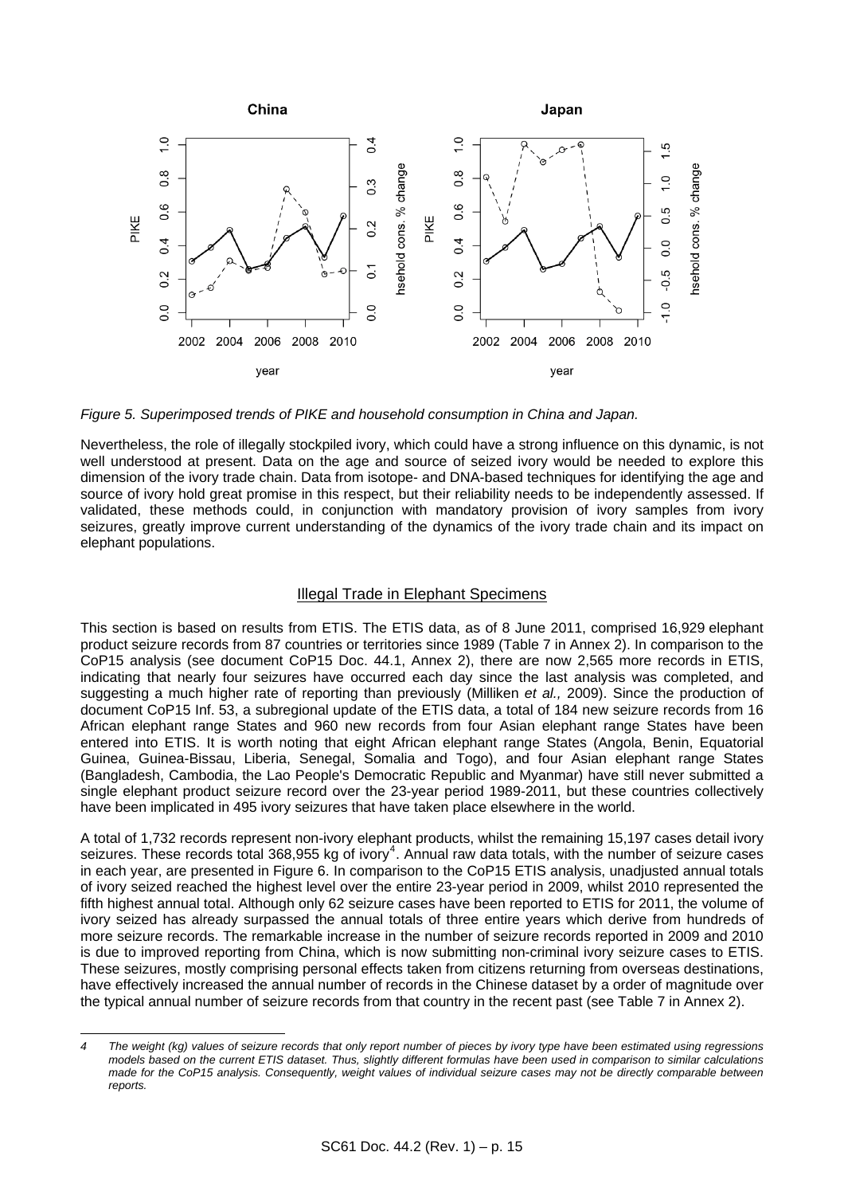*Figure 5. Superimposed trends of PIKE and household consumption in China and Japan.*

Nevertheless, the role of illegally stockpiled ivory, which could have a strong influence on this dynamic, is not well understood at present. Data on the age and source of seized ivory would be needed to explore this dimension of the ivory trade chain. Data from isotope- and DNA-based techniques for identifying the age and source of ivory hold great promise in this respect, but their reliability needs to be independently assessed. If validated, these methods could, in conjunction with mandatory provision of ivory samples from ivory seizures, greatly improve current understanding of the dynamics of the ivory trade chain and its impact on elephant populations.

## Illegal Trade in Elephant Specimens

This section is based on results from ETIS. The ETIS data, as of 8 June 2011, comprised 16,929 elephant product seizure records from 87 countries or territories since 1989 (Table 7 in Annex 2). In comparison to the CoP15 analysis (see document CoP15 Doc. 44.1, Annex 2), there are now 2,565 more records in ETIS, indicating that nearly four seizures have occurred each day since the last analysis was completed, and suggesting a much higher rate of reporting than previously (Milliken *et al.,* 2009). Since the production of document CoP15 Inf. 53, a subregional update of the ETIS data, a total of 184 new seizure records from 16 African elephant range States and 960 new records from four Asian elephant range States have been entered into ETIS. It is worth noting that eight African elephant range States (Angola, Benin, Equatorial Guinea, Guinea-Bissau, Liberia, Senegal, Somalia and Togo), and four Asian elephant range States (Bangladesh, Cambodia, the Lao People's Democratic Republic and Myanmar) have still never submitted a single elephant product seizure record over the 23-year period 1989-2011, but these countries collectively have been implicated in 495 ivory seizures that have taken place elsewhere in the world.

A total of 1,732 records represent non-ivory elephant products, whilst the remaining 15,197 cases detail ivory seizures. These records total 368,955 kg of ivory[4]. Annual raw data totals, with the number of seizure cases in each year, are presented in Figure 6. In comparison to the CoP15 ETIS analysis, unadjusted annual totals of ivory seized reached the highest level over the entire 23-year period in 2009, whilst 2010 represented the fifth highest annual total. Although only 62 seizure cases have been reported to ETIS for 2011, the volume of ivory seized has already surpassed the annual totals of three entire years which derive from hundreds of more seizure records. The remarkable increase in the number of seizure records reported in 2009 and 2010 is due to improved reporting from China, which is now submitting non-criminal ivory seizure cases to ETIS. These seizures, mostly comprising personal effects taken from citizens returning from overseas destinations, have effectively increased the annual number of records in the Chinese dataset by a order of magnitude over the typical annual number of seizure records from that country in the recent past (see Table 7 in Annex 2).

---

4 *The weight (kg) values of seizure records that only report number of pieces by ivory type have been estimated using regressions models based on the current ETIS dataset. Thus, slightly different formulas have been used in comparison to similar calculations made for the CoP15 analysis. Consequently, weight values of individual seizure cases may not be directly comparable between reports.*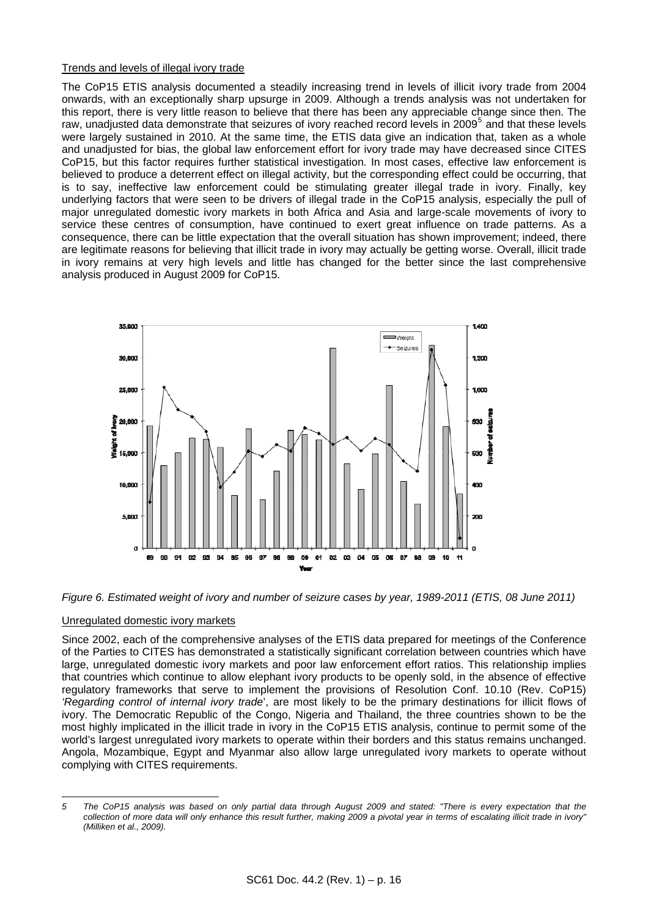Trends and levels of illegal ivory trade

The CoP15 ETIS analysis documented a steadily increasing trend in levels of illicit ivory trade from 2004 onwards, with an exceptionally sharp upsurge in 2009. Although a trends analysis was not undertaken for this report, there is very little reason to believe that there has been any appreciable change since then. The raw, unadjusted data demonstrate that seizures of ivory reached record levels in 2009[5] and that these levels were largely sustained in 2010. At the same time, the ETIS data give an indication that, taken as a whole and unadjusted for bias, the global law enforcement effort for ivory trade may have decreased since CITES CoP15, but this factor requires further statistical investigation. In most cases, effective law enforcement is believed to produce a deterrent effect on illegal activity, but the corresponding effect could be occurring, that is to say, ineffective law enforcement could be stimulating greater illegal trade in ivory. Finally, key underlying factors that were seen to be drivers of illegal trade in the CoP15 analysis, especially the pull of major unregulated domestic ivory markets in both Africa and Asia and large-scale movements of ivory to service these centres of consumption, have continued to exert great influence on trade patterns. As a consequence, there can be little expectation that the overall situation has shown improvement; indeed, there are legitimate reasons for believing that illicit trade in ivory may actually be getting worse. Overall, illicit trade in ivory remains at very high levels and little has changed for the better since the last comprehensive analysis produced in August 2009 for CoP15.

*Figure 6. Estimated weight of ivory and number of seizure cases by year, 1989-2011 (ETIS, 08 June 2011)*

Unregulated domestic ivory markets

Since 2002, each of the comprehensive analyses of the ETIS data prepared for meetings of the Conference of the Parties to CITES has demonstrated a statistically significant correlation between countries which have large, unregulated domestic ivory markets and poor law enforcement effort ratios. This relationship implies that countries which continue to allow elephant ivory products to be openly sold, in the absence of effective regulatory frameworks that serve to implement the provisions of Resolution Conf. 10.10 (Rev. CoP15) *'Regarding control of internal ivory trade*', are most likely to be the primary destinations for illicit flows of ivory. The Democratic Republic of the Congo, Nigeria and Thailand, the three countries shown to be the most highly implicated in the illicit trade in ivory in the CoP15 ETIS analysis, continue to permit some of the world's largest unregulated ivory markets to operate within their borders and this status remains unchanged. Angola, Mozambique, Egypt and Myanmar also allow large unregulated ivory markets to operate without complying with CITES requirements.

---

*5 The CoP15 analysis was based on only partial data through August 2009 and stated: "There is every expectation that the collection of more data will only enhance this result further, making 2009 a pivotal year in terms of escalating illicit trade in ivory" (Milliken et al., 2009).*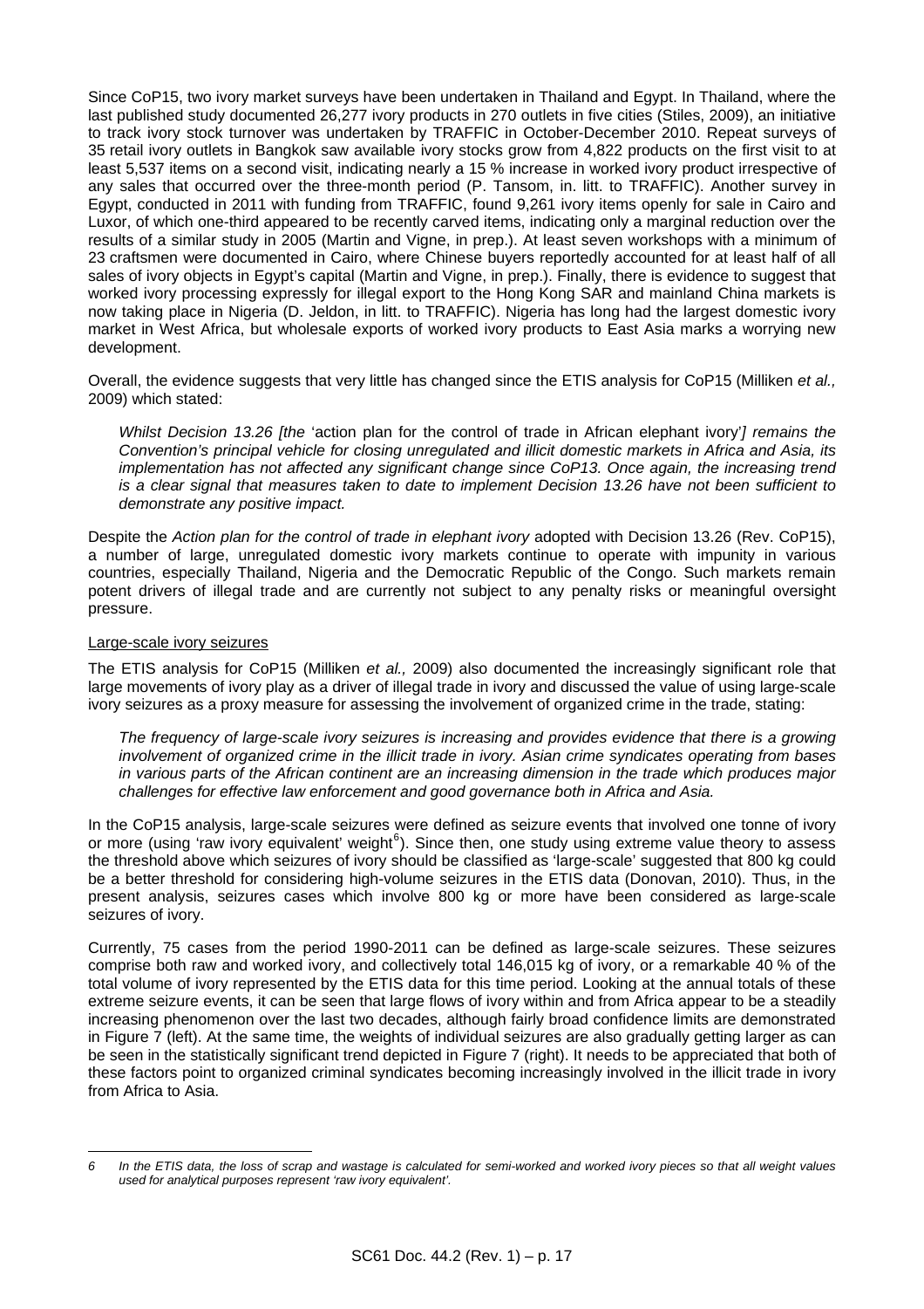Since CoP15, two ivory market surveys have been undertaken in Thailand and Egypt. In Thailand, where the last published study documented 26,277 ivory products in 270 outlets in five cities (Stiles, 2009), an initiative to track ivory stock turnover was undertaken by TRAFFIC in October-December 2010. Repeat surveys of 35 retail ivory outlets in Bangkok saw available ivory stocks grow from 4,822 products on the first visit to at least 5,537 items on a second visit, indicating nearly a 15 % increase in worked ivory product irrespective of any sales that occurred over the three-month period (P. Tansom, in. litt. to TRAFFIC). Another survey in Egypt, conducted in 2011 with funding from TRAFFIC, found 9,261 ivory items openly for sale in Cairo and Luxor, of which one-third appeared to be recently carved items, indicating only a marginal reduction over the results of a similar study in 2005 (Martin and Vigne, in prep.). At least seven workshops with a minimum of 23 craftsmen were documented in Cairo, where Chinese buyers reportedly accounted for at least half of all sales of ivory objects in Egypt's capital (Martin and Vigne, in prep.). Finally, there is evidence to suggest that worked ivory processing expressly for illegal export to the Hong Kong SAR and mainland China markets is now taking place in Nigeria (D. Jeldon, in litt. to TRAFFIC). Nigeria has long had the largest domestic ivory market in West Africa, but wholesale exports of worked ivory products to East Asia marks a worrying new development.

Overall, the evidence suggests that very little has changed since the ETIS analysis for CoP15 (Milliken *et al.,* 2009) which stated:

> *Whilst Decision 13.26 [the* 'action plan for the control of trade in African elephant ivory'*] remains the Convention's principal vehicle for closing unregulated and illicit domestic markets in Africa and Asia, its implementation has not affected any significant change since CoP13. Once again, the increasing trend is a clear signal that measures taken to date to implement Decision 13.26 have not been sufficient to demonstrate any positive impact.*

Despite the *Action plan for the control of trade in elephant ivory* adopted with Decision 13.26 (Rev. CoP15), a number of large, unregulated domestic ivory markets continue to operate with impunity in various countries, especially Thailand, Nigeria and the Democratic Republic of the Congo. Such markets remain potent drivers of illegal trade and are currently not subject to any penalty risks or meaningful oversight pressure.

### Large-scale ivory seizures

The ETIS analysis for CoP15 (Milliken *et al.,* 2009) also documented the increasingly significant role that large movements of ivory play as a driver of illegal trade in ivory and discussed the value of using large-scale ivory seizures as a proxy measure for assessing the involvement of organized crime in the trade, stating:

> *The frequency of large-scale ivory seizures is increasing and provides evidence that there is a growing involvement of organized crime in the illicit trade in ivory. Asian crime syndicates operating from bases in various parts of the African continent are an increasing dimension in the trade which produces major challenges for effective law enforcement and good governance both in Africa and Asia.*

In the CoP15 analysis, large-scale seizures were defined as seizure events that involved one tonne of ivory or more (using 'raw ivory equivalent' weight[6]). Since then, one study using extreme value theory to assess the threshold above which seizures of ivory should be classified as 'large-scale' suggested that 800 kg could be a better threshold for considering high-volume seizures in the ETIS data (Donovan, 2010). Thus, in the present analysis, seizures cases which involve 800 kg or more have been considered as large-scale seizures of ivory.

Currently, 75 cases from the period 1990-2011 can be defined as large-scale seizures. These seizures comprise both raw and worked ivory, and collectively total 146,015 kg of ivory, or a remarkable 40 % of the total volume of ivory represented by the ETIS data for this time period. Looking at the annual totals of these extreme seizure events, it can be seen that large flows of ivory within and from Africa appear to be a steadily increasing phenomenon over the last two decades, although fairly broad confidence limits are demonstrated in Figure 7 (left). At the same time, the weights of individual seizures are also gradually getting larger as can be seen in the statistically significant trend depicted in Figure 7 (right). It needs to be appreciated that both of these factors point to organized criminal syndicates becoming increasingly involved in the illicit trade in ivory from Africa to Asia.

---

6 *In the ETIS data, the loss of scrap and wastage is calculated for semi-worked and worked ivory pieces so that all weight values used for analytical purposes represent 'raw ivory equivalent'.*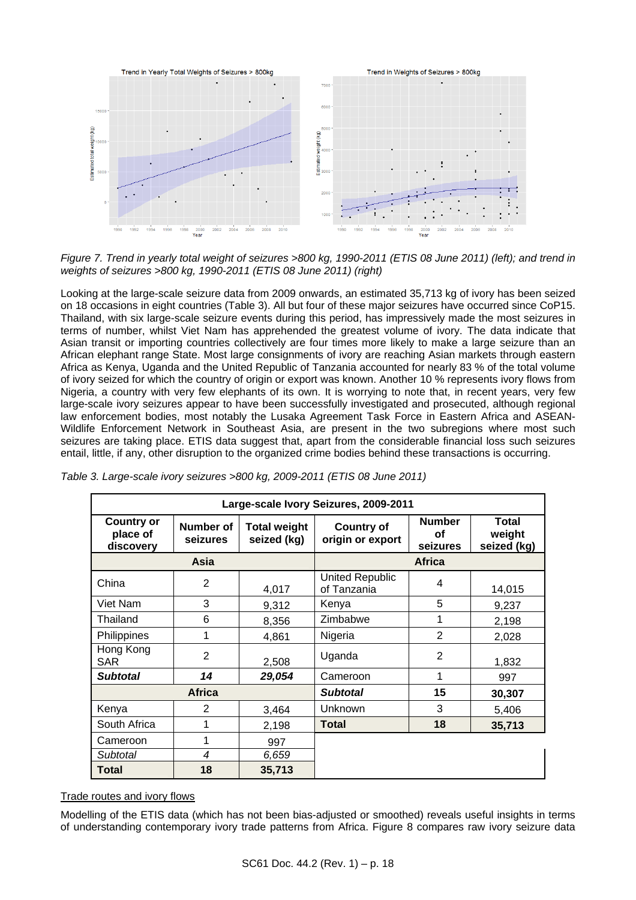Figure 7. Trend in yearly total weight of seizures >800 kg, 1990-2011 (ETIS 08 June 2011) (left); and trend in weights of seizures >800 kg, 1990-2011 (ETIS 08 June 2011) (right)

Looking at the large-scale seizure data from 2009 onwards, an estimated 35,713 kg of ivory has been seized on 18 occasions in eight countries (Table 3). All but four of these major seizures have occurred since CoP15. Thailand, with six large-scale seizure events during this period, has impressively made the most seizures in terms of number, whilst Viet Nam has apprehended the greatest volume of ivory. The data indicate that Asian transit or importing countries collectively are four times more likely to make a large seizure than an African elephant range State. Most large consignments of ivory are reaching Asian markets through eastern Africa as Kenya, Uganda and the United Republic of Tanzania accounted for nearly 83 % of the total volume of ivory seized for which the country of origin or export was known. Another 10 % represents ivory flows from Nigeria, a country with very few elephants of its own. It is worrying to note that, in recent years, very few large-scale ivory seizures appear to have been successfully investigated and prosecuted, although regional law enforcement bodies, most notably the Lusaka Agreement Task Force in Eastern Africa and ASEAN-Wildlife Enforcement Network in Southeast Asia, are present in the two subregions where most such seizures are taking place. ETIS data suggest that, apart from the considerable financial loss such seizures entail, little, if any, other disruption to the organized crime bodies behind these transactions is occurring.

*Table 3. Large-scale ivory seizures >800 kg, 2009-2011 (ETIS 08 June 2011)*

| Large-scale Ivory Seizures, 2009-2011 | | | | | |
|---|---|---|---|---|---|
| **Country or place of discovery** | **Number of seizures** | **Total weight seized (kg)** | **Country of origin or export** | **Number of seizures** | **Total weight seized (kg)** |
| **Asia** | | | **Africa** | | |
| China | 2 | 4,017 | United Republic of Tanzania | 4 | 14,015 |
| Viet Nam | 3 | 9,312 | Kenya | 5 | 9,237 |
| Thailand | 6 | 8,356 | Zimbabwe | 1 | 2,198 |
| Philippines | 1 | 4,861 | Nigeria | 2 | 2,028 |
| Hong Kong SAR | 2 | 2,508 | Uganda | 2 | 1,832 |
| ***Subtotal*** | ***14*** | ***29,054*** | Cameroon | 1 | 997 |
| **Africa** | | | ***Subtotal*** | **15** | **30,307** |
| Kenya | 2 | 3,464 | Unknown | 3 | 5,406 |
| South Africa | 1 | 2,198 | **Total** | **18** | **35,713** |
| Cameroon | 1 | 997 | | | |
| *Subtotal* | *4* | *6,659* | | | |
| **Total** | **18** | **35,713** | | | |

Trade routes and ivory flows

Modelling of the ETIS data (which has not been bias-adjusted or smoothed) reveals useful insights in terms of understanding contemporary ivory trade patterns from Africa. Figure 8 compares raw ivory seizure data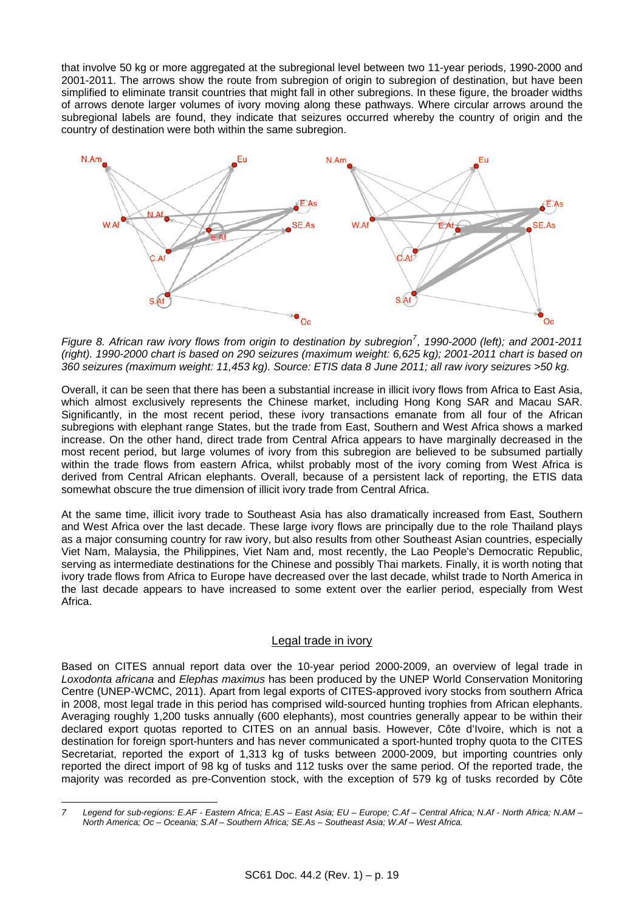that involve 50 kg or more aggregated at the subregional level between two 11-year periods, 1990-2000 and 2001-2011. The arrows show the route from subregion of origin to subregion of destination, but have been simplified to eliminate transit countries that might fall in other subregions. In these figure, the broader widths of arrows denote larger volumes of ivory moving along these pathways. Where circular arrows around the subregional labels are found, they indicate that seizures occurred whereby the country of origin and the country of destination were both within the same subregion.

*Figure 8. African raw ivory flows from origin to destination by subregion[7], 1990-2000 (left); and 2001-2011 (right). 1990-2000 chart is based on 290 seizures (maximum weight: 6,625 kg); 2001-2011 chart is based on 360 seizures (maximum weight: 11,453 kg). Source: ETIS data 8 June 2011; all raw ivory seizures >50 kg.*

Overall, it can be seen that there has been a substantial increase in illicit ivory flows from Africa to East Asia, which almost exclusively represents the Chinese market, including Hong Kong SAR and Macau SAR. Significantly, in the most recent period, these ivory transactions emanate from all four of the African subregions with elephant range States, but the trade from East, Southern and West Africa shows a marked increase. On the other hand, direct trade from Central Africa appears to have marginally decreased in the most recent period, but large volumes of ivory from this subregion are believed to be subsumed partially within the trade flows from eastern Africa, whilst probably most of the ivory coming from West Africa is derived from Central African elephants. Overall, because of a persistent lack of reporting, the ETIS data somewhat obscure the true dimension of illicit ivory trade from Central Africa.

At the same time, illicit ivory trade to Southeast Asia has also dramatically increased from East, Southern and West Africa over the last decade. These large ivory flows are principally due to the role Thailand plays as a major consuming country for raw ivory, but also results from other Southeast Asian countries, especially Viet Nam, Malaysia, the Philippines, Viet Nam and, most recently, the Lao People's Democratic Republic, serving as intermediate destinations for the Chinese and possibly Thai markets. Finally, it is worth noting that ivory trade flows from Africa to Europe have decreased over the last decade, whilst trade to North America in the last decade appears to have increased to some extent over the earlier period, especially from West Africa.

## Legal trade in ivory

Based on CITES annual report data over the 10-year period 2000-2009, an overview of legal trade in *Loxodonta africana* and *Elephas maximus* has been produced by the UNEP World Conservation Monitoring Centre (UNEP-WCMC, 2011). Apart from legal exports of CITES-approved ivory stocks from southern Africa in 2008, most legal trade in this period has comprised wild-sourced hunting trophies from African elephants. Averaging roughly 1,200 tusks annually (600 elephants), most countries generally appear to be within their declared export quotas reported to CITES on an annual basis. However, Côte d'Ivoire, which is not a destination for foreign sport-hunters and has never communicated a sport-hunted trophy quota to the CITES Secretariat, reported the export of 1,313 kg of tusks between 2000-2009, but importing countries only reported the direct import of 98 kg of tusks and 112 tusks over the same period. Of the reported trade, the majority was recorded as pre-Convention stock, with the exception of 579 kg of tusks recorded by Côte

---

7 *Legend for sub-regions: E.AF - Eastern Africa; E.AS – East Asia; EU – Europe; C.Af – Central Africa; N.Af - North Africa; N.AM – North America; Oc – Oceania; S.Af – Southern Africa; SE.As – Southeast Asia; W.Af – West Africa.*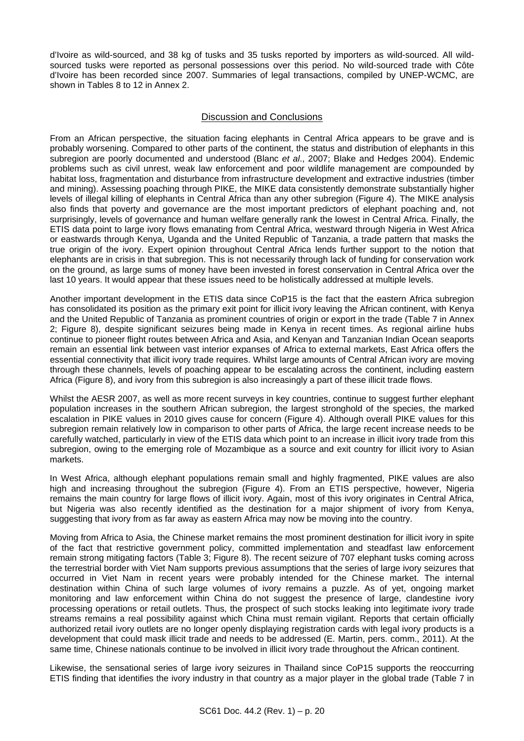d'Ivoire as wild-sourced, and 38 kg of tusks and 35 tusks reported by importers as wild-sourced. All wild-sourced tusks were reported as personal possessions over this period. No wild-sourced trade with Côte d'Ivoire has been recorded since 2007. Summaries of legal transactions, compiled by UNEP-WCMC, are shown in Tables 8 to 12 in Annex 2.

## Discussion and Conclusions

From an African perspective, the situation facing elephants in Central Africa appears to be grave and is probably worsening. Compared to other parts of the continent, the status and distribution of elephants in this subregion are poorly documented and understood (Blanc *et al*., 2007; Blake and Hedges 2004). Endemic problems such as civil unrest, weak law enforcement and poor wildlife management are compounded by habitat loss, fragmentation and disturbance from infrastructure development and extractive industries (timber and mining). Assessing poaching through PIKE, the MIKE data consistently demonstrate substantially higher levels of illegal killing of elephants in Central Africa than any other subregion (Figure 4). The MIKE analysis also finds that poverty and governance are the most important predictors of elephant poaching and, not surprisingly, levels of governance and human welfare generally rank the lowest in Central Africa. Finally, the ETIS data point to large ivory flows emanating from Central Africa, westward through Nigeria in West Africa or eastwards through Kenya, Uganda and the United Republic of Tanzania, a trade pattern that masks the true origin of the ivory. Expert opinion throughout Central Africa lends further support to the notion that elephants are in crisis in that subregion. This is not necessarily through lack of funding for conservation work on the ground, as large sums of money have been invested in forest conservation in Central Africa over the last 10 years. It would appear that these issues need to be holistically addressed at multiple levels.

Another important development in the ETIS data since CoP15 is the fact that the eastern Africa subregion has consolidated its position as the primary exit point for illicit ivory leaving the African continent, with Kenya and the United Republic of Tanzania as prominent countries of origin or export in the trade (Table 7 in Annex 2; Figure 8), despite significant seizures being made in Kenya in recent times. As regional airline hubs continue to pioneer flight routes between Africa and Asia, and Kenyan and Tanzanian Indian Ocean seaports remain an essential link between vast interior expanses of Africa to external markets, East Africa offers the essential connectivity that illicit ivory trade requires. Whilst large amounts of Central African ivory are moving through these channels, levels of poaching appear to be escalating across the continent, including eastern Africa (Figure 8), and ivory from this subregion is also increasingly a part of these illicit trade flows.

Whilst the AESR 2007, as well as more recent surveys in key countries, continue to suggest further elephant population increases in the southern African subregion, the largest stronghold of the species, the marked escalation in PIKE values in 2010 gives cause for concern (Figure 4). Although overall PIKE values for this subregion remain relatively low in comparison to other parts of Africa, the large recent increase needs to be carefully watched, particularly in view of the ETIS data which point to an increase in illicit ivory trade from this subregion, owing to the emerging role of Mozambique as a source and exit country for illicit ivory to Asian markets.

In West Africa, although elephant populations remain small and highly fragmented, PIKE values are also high and increasing throughout the subregion (Figure 4). From an ETIS perspective, however, Nigeria remains the main country for large flows of illicit ivory. Again, most of this ivory originates in Central Africa, but Nigeria was also recently identified as the destination for a major shipment of ivory from Kenya, suggesting that ivory from as far away as eastern Africa may now be moving into the country.

Moving from Africa to Asia, the Chinese market remains the most prominent destination for illicit ivory in spite of the fact that restrictive government policy, committed implementation and steadfast law enforcement remain strong mitigating factors (Table 3; Figure 8). The recent seizure of 707 elephant tusks coming across the terrestrial border with Viet Nam supports previous assumptions that the series of large ivory seizures that occurred in Viet Nam in recent years were probably intended for the Chinese market. The internal destination within China of such large volumes of ivory remains a puzzle. As of yet, ongoing market monitoring and law enforcement within China do not suggest the presence of large, clandestine ivory processing operations or retail outlets. Thus, the prospect of such stocks leaking into legitimate ivory trade streams remains a real possibility against which China must remain vigilant. Reports that certain officially authorized retail ivory outlets are no longer openly displaying registration cards with legal ivory products is a development that could mask illicit trade and needs to be addressed (E. Martin, pers. comm., 2011). At the same time, Chinese nationals continue to be involved in illicit ivory trade throughout the African continent.

Likewise, the sensational series of large ivory seizures in Thailand since CoP15 supports the reoccurring ETIS finding that identifies the ivory industry in that country as a major player in the global trade (Table 7 in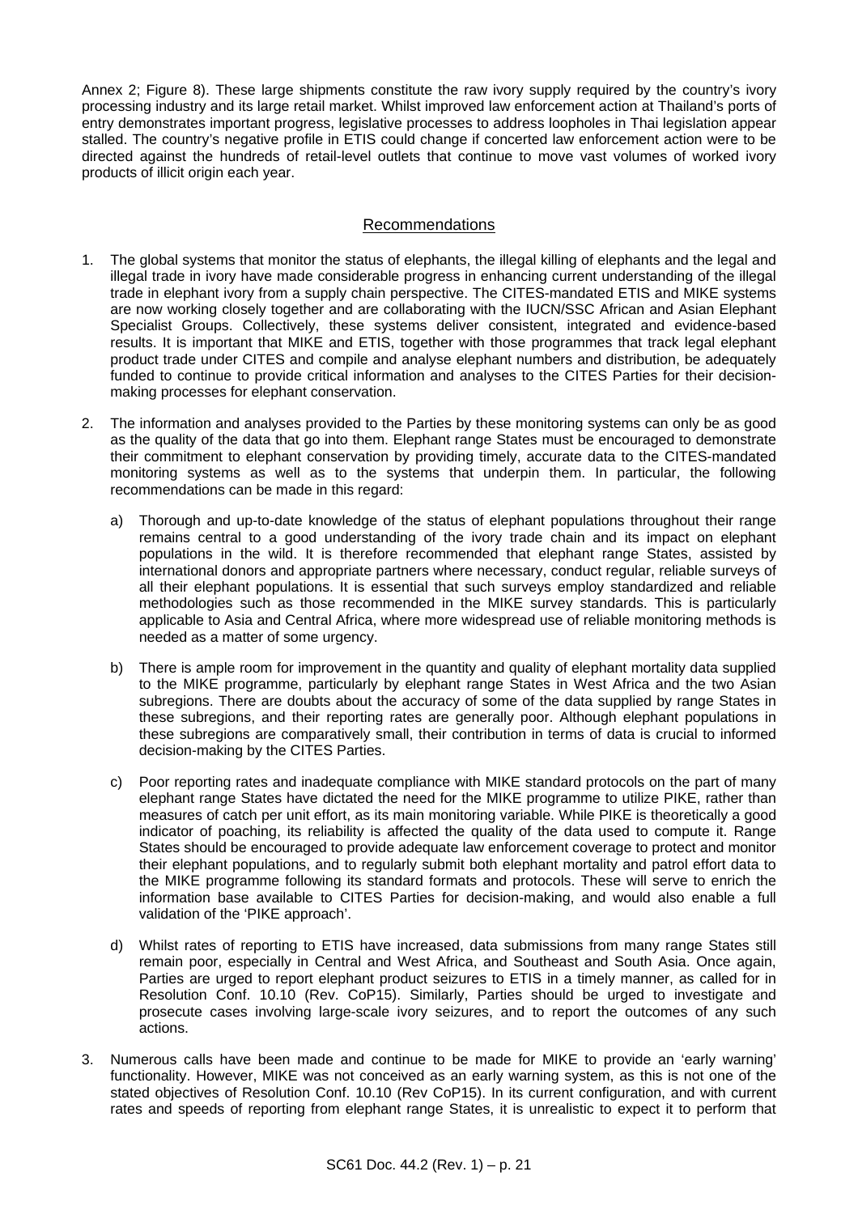Annex 2; Figure 8). These large shipments constitute the raw ivory supply required by the country's ivory processing industry and its large retail market. Whilst improved law enforcement action at Thailand's ports of entry demonstrates important progress, legislative processes to address loopholes in Thai legislation appear stalled. The country's negative profile in ETIS could change if concerted law enforcement action were to be directed against the hundreds of retail-level outlets that continue to move vast volumes of worked ivory products of illicit origin each year.

## Recommendations

1. The global systems that monitor the status of elephants, the illegal killing of elephants and the legal and illegal trade in ivory have made considerable progress in enhancing current understanding of the illegal trade in elephant ivory from a supply chain perspective. The CITES-mandated ETIS and MIKE systems are now working closely together and are collaborating with the IUCN/SSC African and Asian Elephant Specialist Groups. Collectively, these systems deliver consistent, integrated and evidence-based results. It is important that MIKE and ETIS, together with those programmes that track legal elephant product trade under CITES and compile and analyse elephant numbers and distribution, be adequately funded to continue to provide critical information and analyses to the CITES Parties for their decision-making processes for elephant conservation.

2. The information and analyses provided to the Parties by these monitoring systems can only be as good as the quality of the data that go into them. Elephant range States must be encouraged to demonstrate their commitment to elephant conservation by providing timely, accurate data to the CITES-mandated monitoring systems as well as to the systems that underpin them. In particular, the following recommendations can be made in this regard:

   a) Thorough and up-to-date knowledge of the status of elephant populations throughout their range remains central to a good understanding of the ivory trade chain and its impact on elephant populations in the wild. It is therefore recommended that elephant range States, assisted by international donors and appropriate partners where necessary, conduct regular, reliable surveys of all their elephant populations. It is essential that such surveys employ standardized and reliable methodologies such as those recommended in the MIKE survey standards. This is particularly applicable to Asia and Central Africa, where more widespread use of reliable monitoring methods is needed as a matter of some urgency.

   b) There is ample room for improvement in the quantity and quality of elephant mortality data supplied to the MIKE programme, particularly by elephant range States in West Africa and the two Asian subregions. There are doubts about the accuracy of some of the data supplied by range States in these subregions, and their reporting rates are generally poor. Although elephant populations in these subregions are comparatively small, their contribution in terms of data is crucial to informed decision-making by the CITES Parties.

   c) Poor reporting rates and inadequate compliance with MIKE standard protocols on the part of many elephant range States have dictated the need for the MIKE programme to utilize PIKE, rather than measures of catch per unit effort, as its main monitoring variable. While PIKE is theoretically a good indicator of poaching, its reliability is affected the quality of the data used to compute it. Range States should be encouraged to provide adequate law enforcement coverage to protect and monitor their elephant populations, and to regularly submit both elephant mortality and patrol effort data to the MIKE programme following its standard formats and protocols. These will serve to enrich the information base available to CITES Parties for decision-making, and would also enable a full validation of the 'PIKE approach'.

   d) Whilst rates of reporting to ETIS have increased, data submissions from many range States still remain poor, especially in Central and West Africa, and Southeast and South Asia. Once again, Parties are urged to report elephant product seizures to ETIS in a timely manner, as called for in Resolution Conf. 10.10 (Rev. CoP15). Similarly, Parties should be urged to investigate and prosecute cases involving large-scale ivory seizures, and to report the outcomes of any such actions.

3. Numerous calls have been made and continue to be made for MIKE to provide an 'early warning' functionality. However, MIKE was not conceived as an early warning system, as this is not one of the stated objectives of Resolution Conf. 10.10 (Rev CoP15). In its current configuration, and with current rates and speeds of reporting from elephant range States, it is unrealistic to expect it to perform that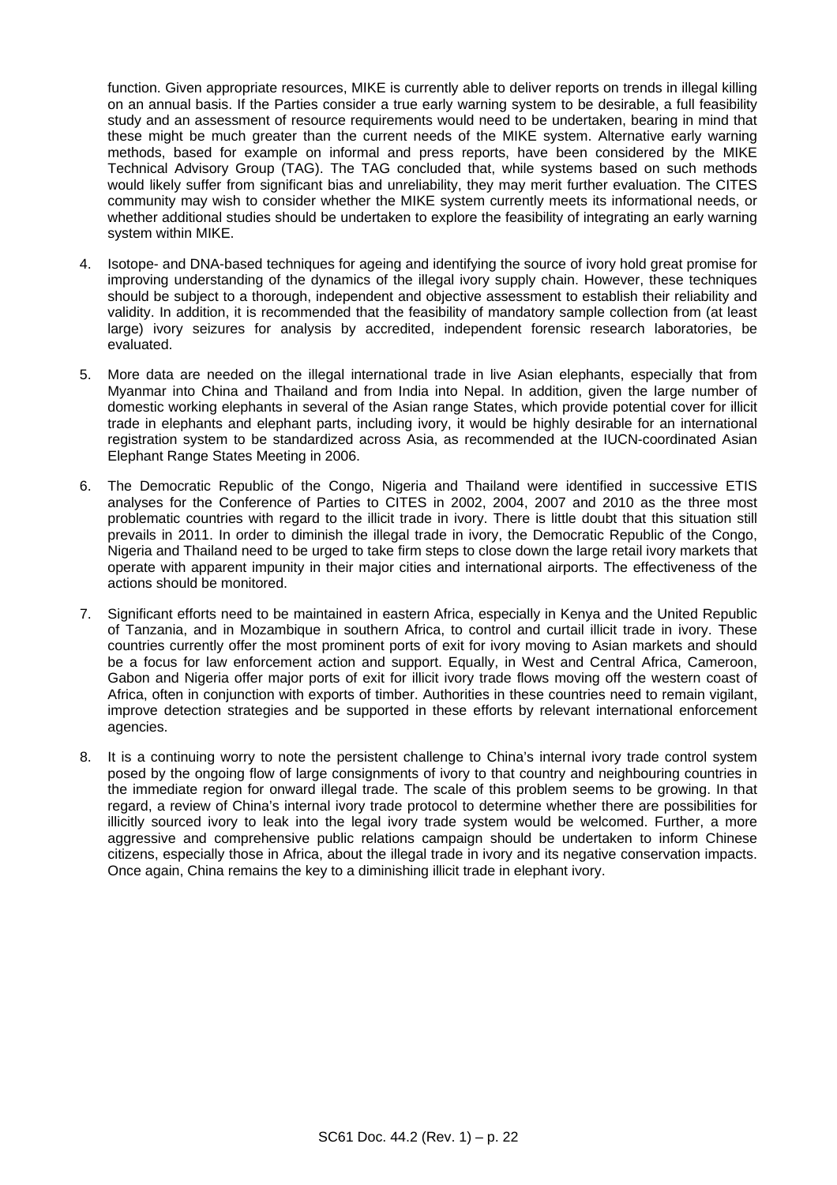function. Given appropriate resources, MIKE is currently able to deliver reports on trends in illegal killing on an annual basis. If the Parties consider a true early warning system to be desirable, a full feasibility study and an assessment of resource requirements would need to be undertaken, bearing in mind that these might be much greater than the current needs of the MIKE system. Alternative early warning methods, based for example on informal and press reports, have been considered by the MIKE Technical Advisory Group (TAG). The TAG concluded that, while systems based on such methods would likely suffer from significant bias and unreliability, they may merit further evaluation. The CITES community may wish to consider whether the MIKE system currently meets its informational needs, or whether additional studies should be undertaken to explore the feasibility of integrating an early warning system within MIKE.

4. Isotope- and DNA-based techniques for ageing and identifying the source of ivory hold great promise for improving understanding of the dynamics of the illegal ivory supply chain. However, these techniques should be subject to a thorough, independent and objective assessment to establish their reliability and validity. In addition, it is recommended that the feasibility of mandatory sample collection from (at least large) ivory seizures for analysis by accredited, independent forensic research laboratories, be evaluated.

5. More data are needed on the illegal international trade in live Asian elephants, especially that from Myanmar into China and Thailand and from India into Nepal. In addition, given the large number of domestic working elephants in several of the Asian range States, which provide potential cover for illicit trade in elephants and elephant parts, including ivory, it would be highly desirable for an international registration system to be standardized across Asia, as recommended at the IUCN-coordinated Asian Elephant Range States Meeting in 2006.

6. The Democratic Republic of the Congo, Nigeria and Thailand were identified in successive ETIS analyses for the Conference of Parties to CITES in 2002, 2004, 2007 and 2010 as the three most problematic countries with regard to the illicit trade in ivory. There is little doubt that this situation still prevails in 2011. In order to diminish the illegal trade in ivory, the Democratic Republic of the Congo, Nigeria and Thailand need to be urged to take firm steps to close down the large retail ivory markets that operate with apparent impunity in their major cities and international airports. The effectiveness of the actions should be monitored.

7. Significant efforts need to be maintained in eastern Africa, especially in Kenya and the United Republic of Tanzania, and in Mozambique in southern Africa, to control and curtail illicit trade in ivory. These countries currently offer the most prominent ports of exit for ivory moving to Asian markets and should be a focus for law enforcement action and support. Equally, in West and Central Africa, Cameroon, Gabon and Nigeria offer major ports of exit for illicit ivory trade flows moving off the western coast of Africa, often in conjunction with exports of timber. Authorities in these countries need to remain vigilant, improve detection strategies and be supported in these efforts by relevant international enforcement agencies.

8. It is a continuing worry to note the persistent challenge to China's internal ivory trade control system posed by the ongoing flow of large consignments of ivory to that country and neighbouring countries in the immediate region for onward illegal trade. The scale of this problem seems to be growing. In that regard, a review of China's internal ivory trade protocol to determine whether there are possibilities for illicitly sourced ivory to leak into the legal ivory trade system would be welcomed. Further, a more aggressive and comprehensive public relations campaign should be undertaken to inform Chinese citizens, especially those in Africa, about the illegal trade in ivory and its negative conservation impacts. Once again, China remains the key to a diminishing illicit trade in elephant ivory.